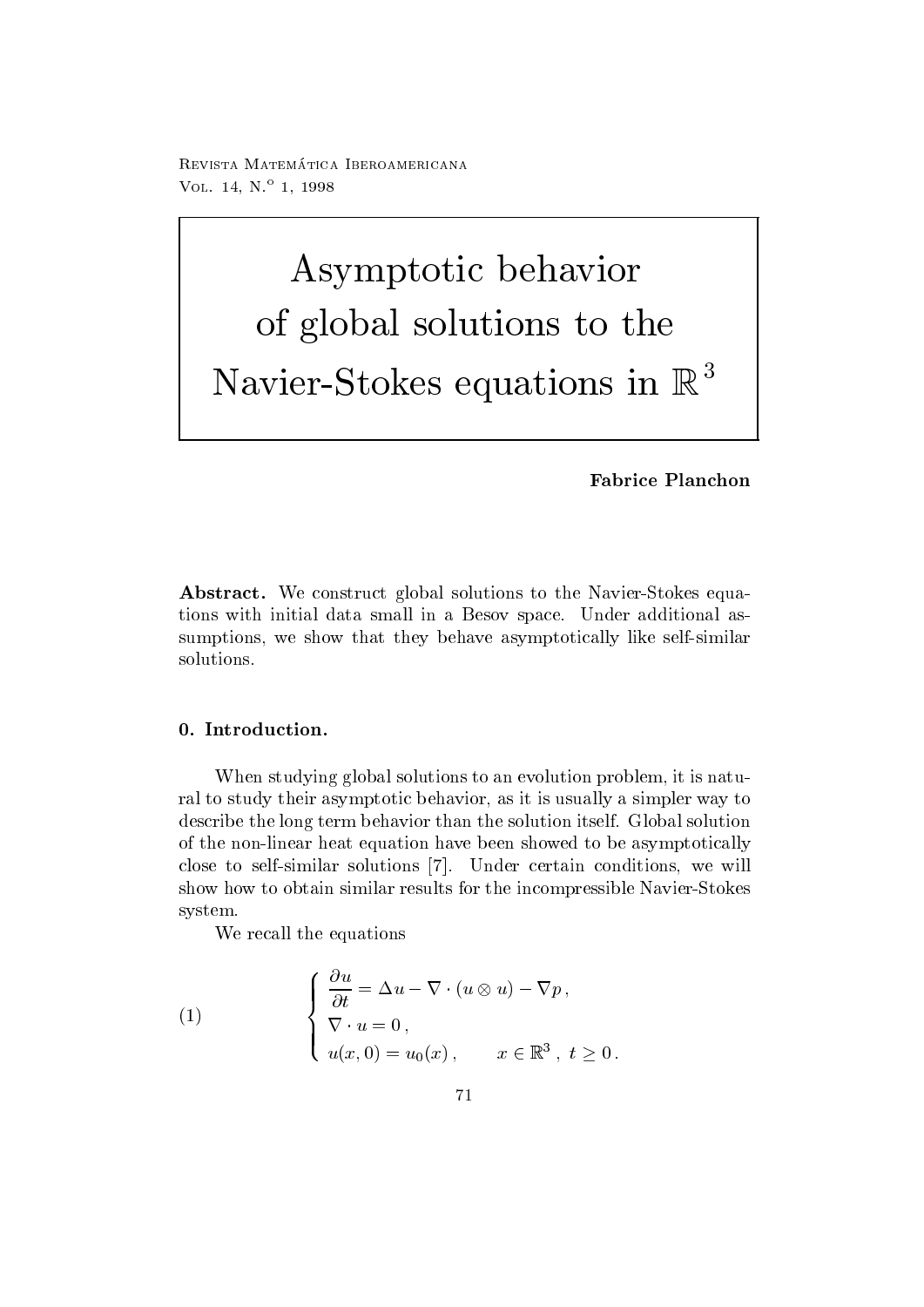# Asymptotic behavior of global solutions to the Navier-Stokes equations in $\mathbb{R}^3$

**Fabrice Planchon**

**Abstract.** We construct global solutions to the Navier-Stokes equations with initial data small in a Besov space. Under additional assumptions, we show that they behave asymptotically like self-similar solutions.

## 0. Introduction.

When studying global solutions to an evolution problem, it is natural to study their asymptotic behavior, as it is usually a simpler way to describe the long term behavior than the solution itself. Global solution of the non-linear heat equation have been showed to be asymptotically close to self-similar solutions [7]. Under certain conditions, we will show how to obtain similar results for the incompressible Navier-Stokes system.

We recall the equations

$$
(1) \qquad \begin{cases} \dfrac{\partial u}{\partial t} = \Delta u - \nabla \cdot (u \otimes u) - \nabla p \,, \\ \nabla \cdot u = 0 \,, \\ u(x,0) = u_0(x) \,, \qquad x \in \mathbb{R}^3 \,, \; t \geq 0 \,. \end{cases}
$$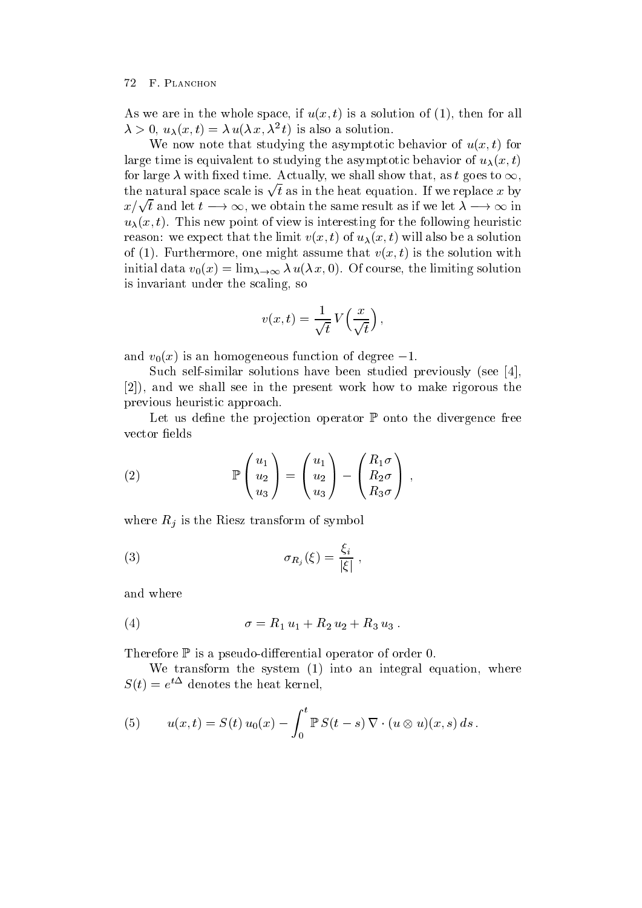As we are in the whole space, if $u(x,t)$ is a solution of (1), then for all $\lambda > 0$, $u_\lambda(x,t) = \lambda\, u(\lambda x, \lambda^2 t)$ is also a solution.

We now note that studying the asymptotic behavior of $u(x,t)$ for large time is equivalent to studying the asymptotic behavior of $u_\lambda(x,t)$ for large $\lambda$ with fixed time. Actually, we shall show that, as $t$ goes to $\infty$, the natural space scale is $\sqrt{t}$ as in the heat equation. If we replace $x$ by $x/\sqrt{t}$ and let $t \longrightarrow \infty$, we obtain the same result as if we let $\lambda \longrightarrow \infty$ in $u_\lambda(x,t)$. This new point of view is interesting for the following heuristic reason: we expect that the limit $v(x,t)$ of $u_\lambda(x,t)$ will also be a solution of (1). Furthermore, one might assume that $v(x,t)$ is the solution with initial data $v_0(x) = \lim_{\lambda\to\infty} \lambda\, u(\lambda x, 0)$. Of course, the limiting solution is invariant under the scaling, so

$$v(x,t) = \frac{1}{\sqrt{t}}\, V\Big(\frac{x}{\sqrt{t}}\Big)\,,$$

and $v_0(x)$ is an homogeneous function of degree $-1$.

Such self-similar solutions have been studied previously (see [4], [2]), and we shall see in the present work how to make rigorous the previous heuristic approach.

Let us define the projection operator $\mathbb{P}$ onto the divergence free vector fields

$$\mathbb{P}\begin{pmatrix} u_1 \\ u_2 \\ u_3 \end{pmatrix} = \begin{pmatrix} u_1 \\ u_2 \\ u_3 \end{pmatrix} - \begin{pmatrix} R_1\sigma \\ R_2\sigma \\ R_3\sigma \end{pmatrix}\,, \tag{2}$$

where $R_j$ is the Riesz transform of symbol

$$\sigma_{R_j}(\xi) = \frac{\xi_i}{|\xi|}\,, \tag{3}$$

and where

$$\sigma = R_1\, u_1 + R_2\, u_2 + R_3\, u_3\,. \tag{4}$$

Therefore $\mathbb{P}$ is a pseudo-differential operator of order 0.

We transform the system (1) into an integral equation, where $S(t) = e^{t\Delta}$ denotes the heat kernel,

$$u(x,t) = S(t)\, u_0(x) - \int_0^t \mathbb{P}\, S(t-s)\, \nabla\cdot(u\otimes u)(x,s)\, ds\,. \tag{5}$$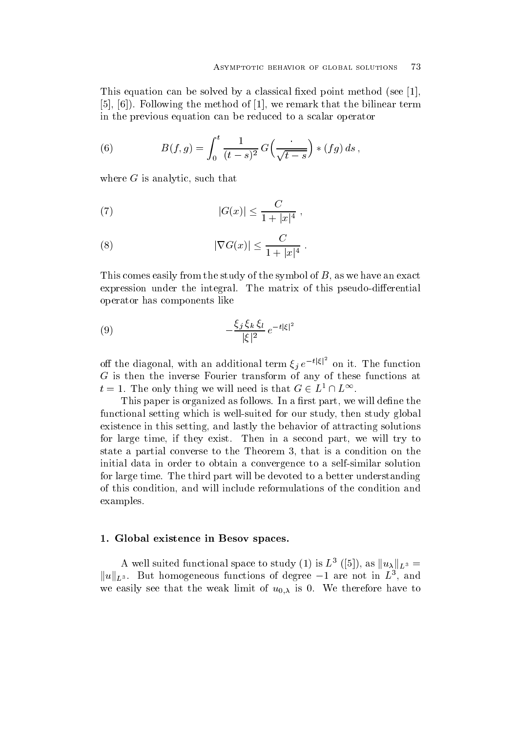This equation can be solved by a classical fixed point method (see [1], [5], [6]). Following the method of [1], we remark that the bilinear term in the previous equation can be reduced to a scalar operator

$$B(f,g) = \int_0^t \frac{1}{(t-s)^2}\, G\Big(\frac{\cdot}{\sqrt{t-s}}\Big) * (fg)\, ds\,, \tag{6}$$

where $G$ is analytic, such that

$$|G(x)| \leq \frac{C}{1+|x|^4}\,, \tag{7}$$

$$|\nabla G(x)| \leq \frac{C}{1+|x|^4}\,. \tag{8}$$

This comes easily from the study of the symbol of $B$, as we have an exact expression under the integral. The matrix of this pseudo-differential operator has components like

$$-\frac{\xi_j\, \xi_k\, \xi_l}{|\xi|^2}\, e^{-t|\xi|^2} \tag{9}$$

off the diagonal, with an additional term $\xi_j\, e^{-t|\xi|^2}$ on it. The function $G$ is then the inverse Fourier transform of any of these functions at $t=1$. The only thing we will need is that $G \in L^1 \cap L^\infty$.

This paper is organized as follows. In a first part, we will define the functional setting which is well-suited for our study, then study global existence in this setting, and lastly the behavior of attracting solutions for large time, if they exist. Then in a second part, we will try to state a partial converse to the Theorem 3, that is a condition on the initial data in order to obtain a convergence to a self-similar solution for large time. The third part will be devoted to a better understanding of this condition, and will include reformulations of the condition and examples.

## 1. Global existence in Besov spaces.

A well suited functional space to study (1) is $L^3$ ([5]), as $\|u_\lambda\|_{L^3} = \|u\|_{L^3}$. But homogeneous functions of degree $-1$ are not in $L^3$, and we easily see that the weak limit of $u_{0,\lambda}$ is 0. We therefore have to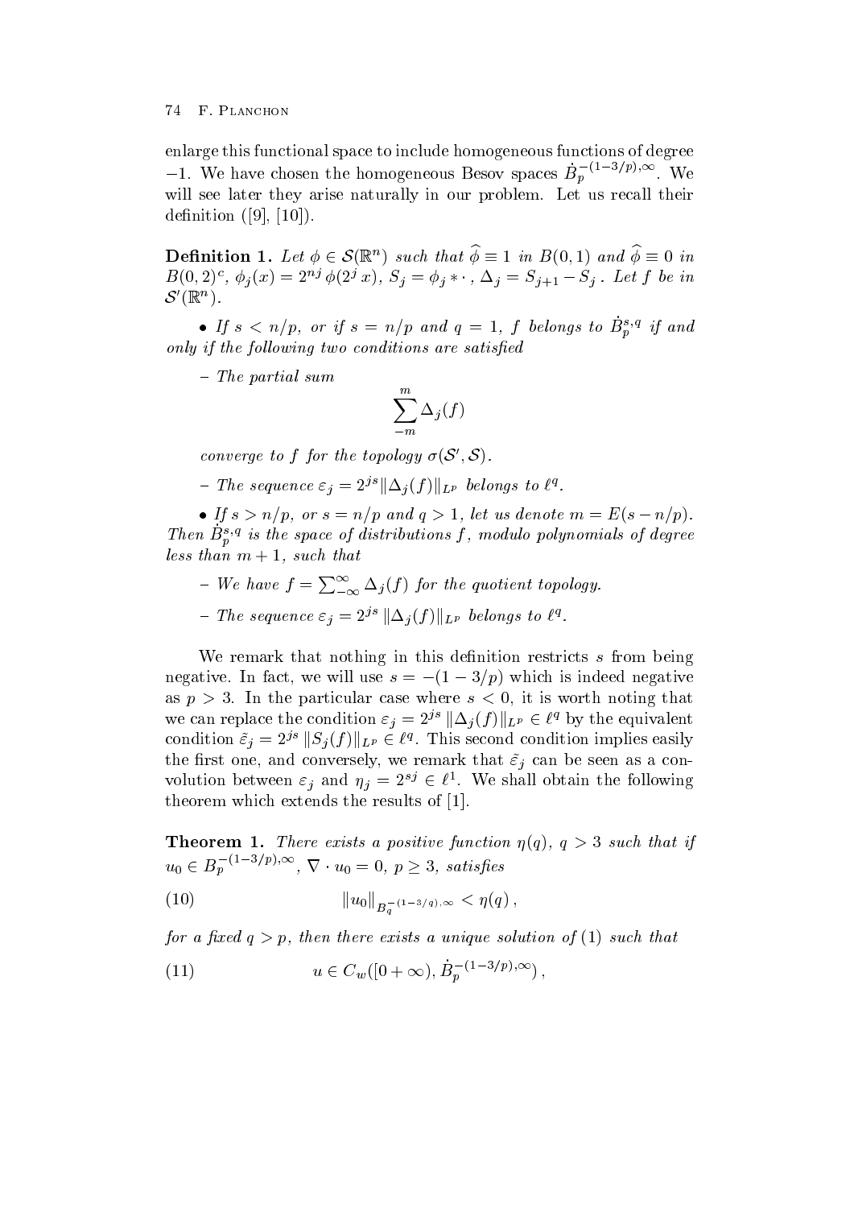enlarge this functional space to include homogeneous functions of degree $-1$. We have chosen the homogeneous Besov spaces $\dot{B}_p^{-(1-3/p),\infty}$. We will see later they arise naturally in our problem. Let us recall their definition ([9], [10]).

**Definition 1.** *Let $\phi \in \mathcal{S}(\mathbb{R}^n)$ such that $\widehat{\phi} \equiv 1$ in $B(0,1)$ and $\widehat{\phi} \equiv 0$ in $B(0,2)^c$, $\phi_j(x) = 2^{nj}\,\phi(2^j\,x)$, $S_j = \phi_j * \cdot$ , $\Delta_j = S_{j+1} - S_j$ . Let $f$ be in $\mathcal{S}'(\mathbb{R}^n)$.*

- *If $s < n/p$, or if $s = n/p$ and $q = 1$, $f$ belongs to $\dot{B}_p^{s,q}$ if and only if the following two conditions are satisfied*

  – *The partial sum*

  $$\sum_{-m}^{m} \Delta_j(f)$$

  *converge to $f$ for the topology $\sigma(\mathcal{S}', \mathcal{S})$.*

  – *The sequence $\varepsilon_j = 2^{js}\|\Delta_j(f)\|_{L^p}$ belongs to $\ell^q$.*

- *If $s > n/p$, or $s = n/p$ and $q > 1$, let us denote $m = E(s - n/p)$. Then $\dot{B}_p^{s,q}$ is the space of distributions $f$, modulo polynomials of degree less than $m+1$, such that*

  – *We have $f = \sum_{-\infty}^{\infty} \Delta_j(f)$ for the quotient topology.*

  – *The sequence $\varepsilon_j = 2^{js}\,\|\Delta_j(f)\|_{L^p}$ belongs to $\ell^q$.*

We remark that nothing in this definition restricts $s$ from being negative. In fact, we will use $s = -(1 - 3/p)$ which is indeed negative as $p > 3$. In the particular case where $s < 0$, it is worth noting that we can replace the condition $\varepsilon_j = 2^{js}\,\|\Delta_j(f)\|_{L^p} \in \ell^q$ by the equivalent condition $\tilde{\varepsilon}_j = 2^{js}\,\|S_j(f)\|_{L^p} \in \ell^q$. This second condition implies easily the first one, and conversely, we remark that $\tilde{\varepsilon}_j$ can be seen as a convolution between $\varepsilon_j$ and $\eta_j = 2^{sj} \in \ell^1$. We shall obtain the following theorem which extends the results of [1].

**Theorem 1.** *There exists a positive function $\eta(q)$, $q > 3$ such that if $u_0 \in B_p^{-(1-3/p),\infty}$, $\nabla \cdot u_0 = 0$, $p \geq 3$, satisfies*

$$\|u_0\|_{B_q^{-(1-3/q),\infty}} < \eta(q)\,, \tag{10}$$

*for a fixed $q > p$, then there exists a unique solution of (1) such that*

$$u \in C_w([0 + \infty), \dot{B}_p^{-(1-3/p),\infty})\,, \tag{11}$$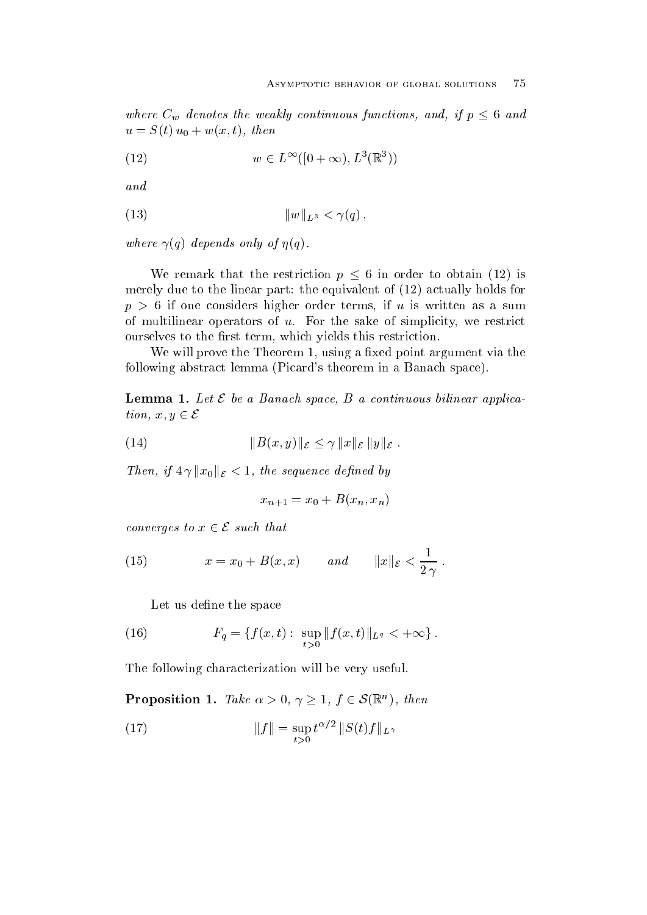*where $C_w$ denotes the weakly continuous functions, and, if $p \leq 6$ and $u = S(t)\,u_0 + w(x,t)$, then*

$$w \in L^\infty([0+\infty), L^3(\mathbb{R}^3)) \tag{12}$$

*and*

$$\|w\|_{L^3} < \gamma(q)\,, \tag{13}$$

*where $\gamma(q)$ depends only of $\eta(q)$.*

We remark that the restriction $p \leq 6$ in order to obtain (12) is merely due to the linear part: the equivalent of (12) actually holds for $p > 6$ if one considers higher order terms, if $u$ is written as a sum of multilinear operators of $u$. For the sake of simplicity, we restrict ourselves to the first term, which yields this restriction.

We will prove the Theorem 1, using a fixed point argument via the following abstract lemma (Picard's theorem in a Banach space).

**Lemma 1.** *Let $\mathcal{E}$ be a Banach space, $B$ a continuous bilinear application, $x, y \in \mathcal{E}$*

$$\|B(x,y)\|_{\mathcal{E}} \leq \gamma\, \|x\|_{\mathcal{E}}\, \|y\|_{\mathcal{E}}\ . \tag{14}$$

*Then, if $4\,\gamma\,\|x_0\|_{\mathcal{E}} < 1$, the sequence defined by*

$$x_{n+1} = x_0 + B(x_n, x_n)$$

*converges to $x \in \mathcal{E}$ such that*

$$x = x_0 + B(x,x) \qquad and \qquad \|x\|_{\mathcal{E}} < \frac{1}{2\,\gamma}\ . \tag{15}$$

Let us define the space

$$F_q = \{f(x,t) :\ \sup_{t>0} \|f(x,t)\|_{L^q} < +\infty\}\ . \tag{16}$$

The following characterization will be very useful.

**Proposition 1.** *Take $\alpha > 0$, $\gamma \geq 1$, $f \in \mathcal{S}(\mathbb{R}^n)$, then*

$$\|f\| = \sup_{t>0} t^{\alpha/2}\, \|S(t) f\|_{L^\gamma} \tag{17}$$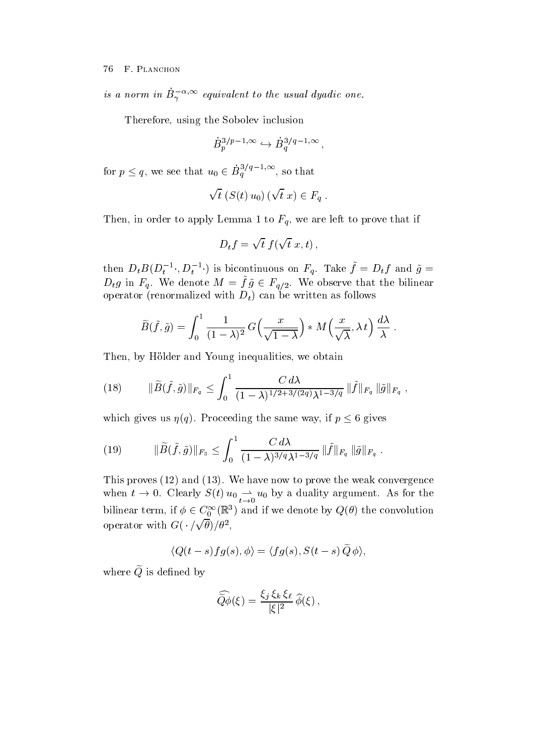*is a norm in* $\dot{B}_{\gamma}^{-\alpha,\infty}$ *equivalent to the usual dyadic one.*

Therefore, using the Sobolev inclusion

$$\dot{B}_p^{3/p-1,\infty} \hookrightarrow \dot{B}_q^{3/q-1,\infty},$$

for $p \le q$, we see that $u_0 \in \dot{B}_q^{3/q-1,\infty}$, so that

$$\sqrt{t}\,(S(t)\,u_0)\,(\sqrt{t}\,x) \in F_q\,.$$

Then, in order to apply Lemma 1 to $F_q$, we are left to prove that if

$$D_t f = \sqrt{t}\, f(\sqrt{t}\,x, t)\,,$$

then $D_t B(D_t^{-1}\cdot, D_t^{-1}\cdot)$ is bicontinuous on $F_q$. Take $\tilde{f} = D_t f$ and $\tilde{g} = D_t g$ in $F_q$. We denote $M = \tilde{f}\,\tilde{g} \in F_{q/2}$. We observe that the bilinear operator (renormalized with $D_t$) can be written as follows

$$\widetilde{B}(\tilde{f}, \tilde{g}) = \int_0^1 \frac{1}{(1-\lambda)^2}\, G\Big(\frac{x}{\sqrt{1-\lambda}}\Big) * M\Big(\frac{x}{\sqrt{\lambda}}, \lambda\, t\Big)\, \frac{d\lambda}{\lambda}\,.$$

Then, by Hölder and Young inequalities, we obtain

$$\|\widetilde{B}(\tilde{f}, \tilde{g})\|_{F_q} \le \int_0^1 \frac{C\, d\lambda}{(1-\lambda)^{1/2+3/(2q)}\lambda^{1-3/q}}\, \|\tilde{f}\|_{F_q}\, \|\tilde{g}\|_{F_q}\,, \tag{18}$$

which gives us $\eta(q)$. Proceeding the same way, if $p \le 6$ gives

$$\|\widetilde{B}(\tilde{f}, \tilde{g})\|_{F_3} \le \int_0^1 \frac{C\, d\lambda}{(1-\lambda)^{3/q}\lambda^{1-3/q}}\, \|\tilde{f}\|_{F_q}\, \|\tilde{g}\|_{F_q}\,. \tag{19}$$

This proves (12) and (13). We have now to prove the weak convergence when $t \to 0$. Clearly $S(t)\, u_0 \underset{t\to 0}{\rightharpoonup} u_0$ by a duality argument. As for the bilinear term, if $\phi \in C_0^\infty(\mathbb{R}^3)$ and if we denote by $Q(\theta)$ the convolution operator with $G(\,\cdot\,/\sqrt{\theta})/\theta^2$,

$$\langle Q(t-s) fg(s), \phi\rangle = \langle fg(s), S(t-s)\,\widetilde{Q}\,\phi\rangle,$$

where $\widetilde{Q}$ is defined by

$$\widehat{\widetilde{Q}\phi}(\xi) = \frac{\xi_j\,\xi_k\,\xi_\ell}{|\xi|^2}\,\widehat{\phi}(\xi)\,,$$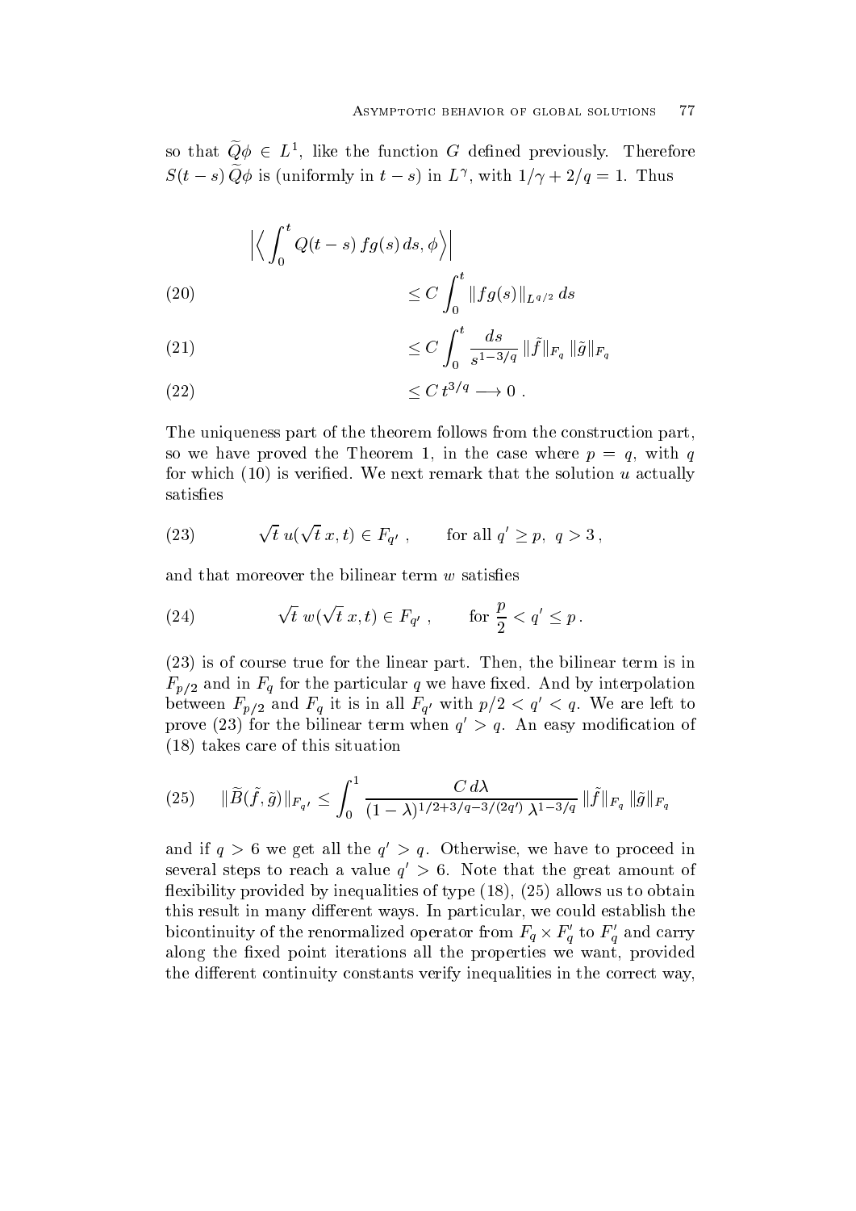so that $\widetilde{Q}\phi \in L^1$, like the function $G$ defined previously. Therefore $S(t-s)\,\widetilde{Q}\phi$ is (uniformly in $t-s$) in $L^\gamma$, with $1/\gamma + 2/q = 1$. Thus

$$
\begin{aligned}
&\Big|\Big\langle \int_0^t Q(t-s)\, fg(s)\, ds, \phi\Big\rangle\Big| \\
&\qquad\qquad \le C \int_0^t \|fg(s)\|_{L^{q/2}}\, ds && (20)\\
&\qquad\qquad \le C \int_0^t \frac{ds}{s^{1-3/q}}\, \|\tilde{f}\|_{F_q}\, \|\tilde{g}\|_{F_q} && (21)\\
&\qquad\qquad \le C\, t^{3/q} \longrightarrow 0\,. && (22)
\end{aligned}
$$

The uniqueness part of the theorem follows from the construction part, so we have proved the Theorem 1, in the case where $p = q$, with $q$ for which (10) is verified. We next remark that the solution $u$ actually satisfies

$$
\sqrt{t}\, u(\sqrt{t}\, x, t) \in F_{q'}\,, \qquad \text{for all } q' \ge p,\ q > 3\,, \tag{23}
$$

and that moreover the bilinear term $w$ satisfies

$$
\sqrt{t}\, w(\sqrt{t}\, x, t) \in F_{q'}\,, \qquad \text{for } \frac{p}{2} < q' \le p\,. \tag{24}
$$

(23) is of course true for the linear part. Then, the bilinear term is in $F_{p/2}$ and in $F_q$ for the particular $q$ we have fixed. And by interpolation between $F_{p/2}$ and $F_q$ it is in all $F_{q'}$ with $p/2 < q' < q$. We are left to prove (23) for the bilinear term when $q' > q$. An easy modification of (18) takes care of this situation

$$
\|\widetilde{B}(\tilde{f}, \tilde{g})\|_{F_{q'}} \le \int_0^1 \frac{C\, d\lambda}{(1-\lambda)^{1/2+3/q-3/(2q')}\, \lambda^{1-3/q}}\, \|\tilde{f}\|_{F_q}\, \|\tilde{g}\|_{F_q} \tag{25}
$$

and if $q > 6$ we get all the $q' > q$. Otherwise, we have to proceed in several steps to reach a value $q' > 6$. Note that the great amount of flexibility provided by inequalities of type (18), (25) allows us to obtain this result in many different ways. In particular, we could establish the bicontinuity of the renormalized operator from $F_q \times F_q'$ to $F_q'$ and carry along the fixed point iterations all the properties we want, provided the different continuity constants verify inequalities in the correct way,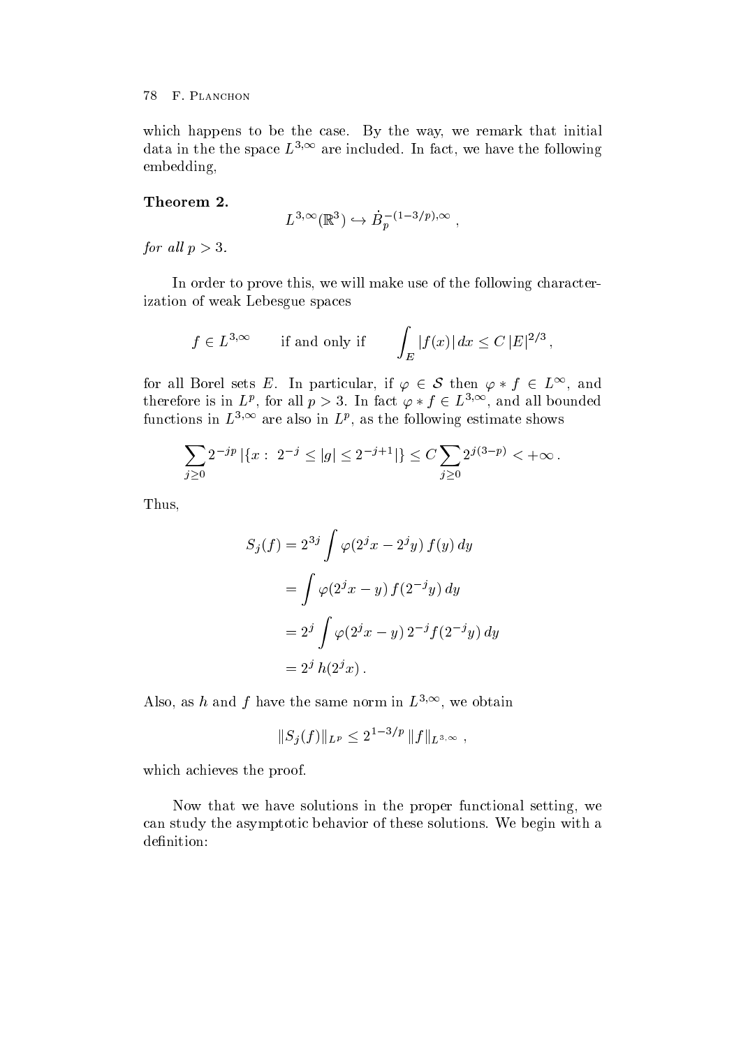which happens to be the case. By the way, we remark that initial data in the the space $L^{3,\infty}$ are included. In fact, we have the following embedding,

**Theorem 2.**

$$L^{3,\infty}(\mathbb{R}^3) \hookrightarrow \dot{B}_p^{-(1-3/p),\infty} ,$$

*for all* $p > 3$*.*

In order to prove this, we will make use of the following characterization of weak Lebesgue spaces

$$f \in L^{3,\infty} \qquad \text{if and only if} \qquad \int_E |f(x)|\, dx \le C\, |E|^{2/3} ,$$

for all Borel sets $E$. In particular, if $\varphi \in \mathcal{S}$ then $\varphi * f \in L^\infty$, and therefore is in $L^p$, for all $p > 3$. In fact $\varphi * f \in L^{3,\infty}$, and all bounded functions in $L^{3,\infty}$ are also in $L^p$, as the following estimate shows

$$\sum_{j\ge 0} 2^{-jp}\, |\{x : \; 2^{-j} \le |g| \le 2^{-j+1}|\} \le C \sum_{j \ge 0} 2^{j(3-p)} < +\infty .$$

Thus,

$$\begin{aligned}
S_j(f) &= 2^{3j} \int \varphi(2^j x - 2^j y)\, f(y)\, dy \\
&= \int \varphi(2^j x - y)\, f(2^{-j} y)\, dy \\
&= 2^j \int \varphi(2^j x - y)\, 2^{-j} f(2^{-j} y)\, dy \\
&= 2^j\, h(2^j x) .
\end{aligned}$$

Also, as $h$ and $f$ have the same norm in $L^{3,\infty}$, we obtain

$$\|S_j(f)\|_{L^p} \le 2^{1-3/p}\, \|f\|_{L^{3,\infty}} ,$$

which achieves the proof.

Now that we have solutions in the proper functional setting, we can study the asymptotic behavior of these solutions. We begin with a definition: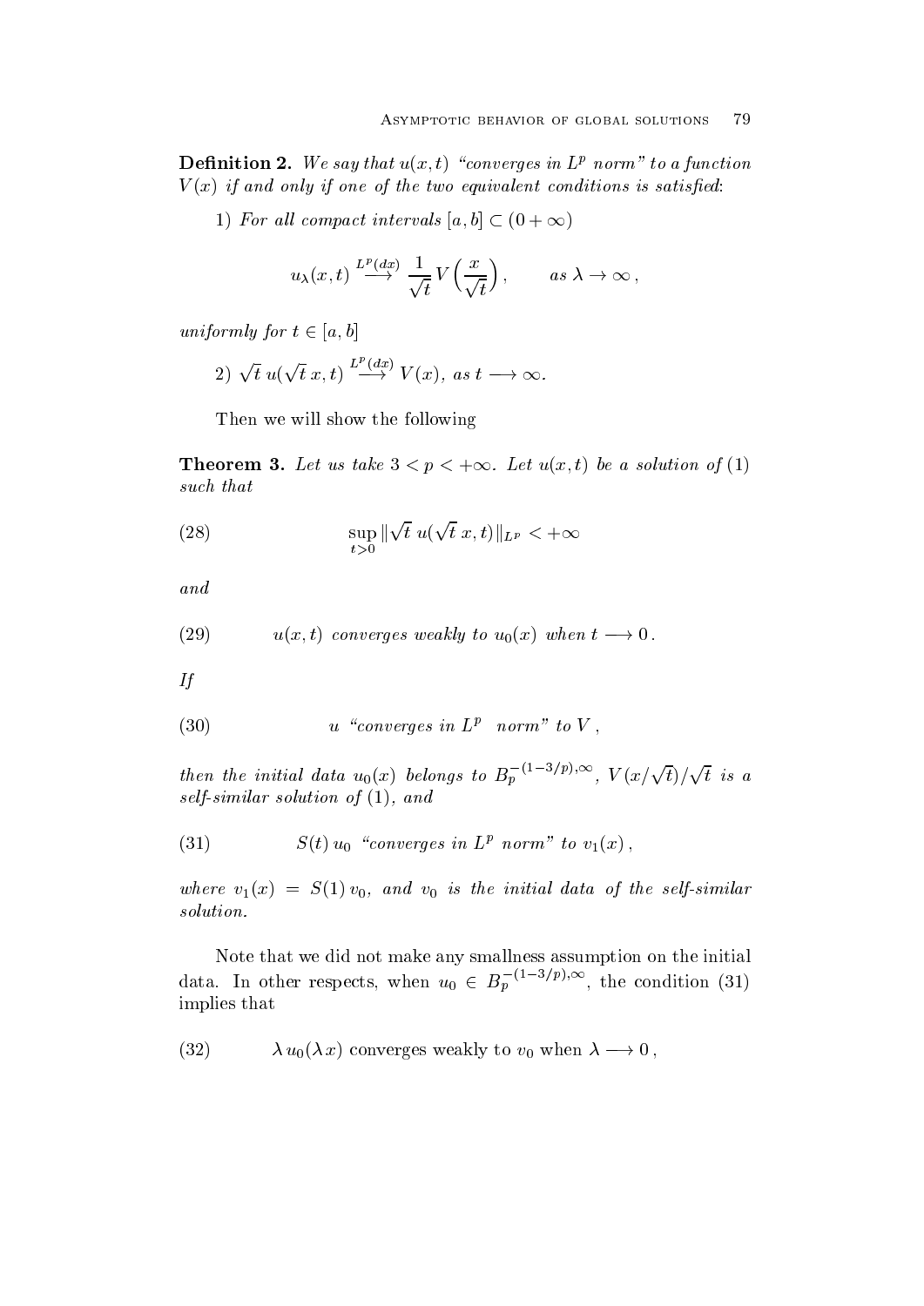**Definition 2.** *We say that $u(x,t)$ "converges in $L^p$ norm" to a function $V(x)$ if and only if one of the two equivalent conditions is satisfied*:

1) *For all compact intervals $[a,b] \subset (0+\infty)$*

$$u_\lambda(x,t) \overset{L^p(dx)}{\longrightarrow} \frac{1}{\sqrt{t}} V\Big(\frac{x}{\sqrt{t}}\Big), \qquad as\ \lambda \to \infty\,,$$

*uniformly for $t \in [a,b]$*

2) $\sqrt{t}\, u(\sqrt{t}\, x, t) \overset{L^p(dx)}{\longrightarrow} V(x)$, *as $t \longrightarrow \infty$.*

Then we will show the following

**Theorem 3.** *Let us take $3 < p < +\infty$. Let $u(x,t)$ be a solution of (1) such that*

$$\sup_{t>0} \|\sqrt{t}\, u(\sqrt{t}\, x, t)\|_{L^p} < +\infty \tag{28}$$

*and*

$$u(x,t) \text{ converges weakly to } u_0(x) \text{ when } t \longrightarrow 0\,. \tag{29}$$

*If*

$$u \text{ "converges in } L^p \text{ norm" to } V\,, \tag{30}$$

*then the initial data $u_0(x)$ belongs to $B_p^{-(1-3/p),\infty}$, $V(x/\sqrt{t})/\sqrt{t}$ is a self-similar solution of (1), and*

$$S(t)\, u_0 \text{ "converges in } L^p \text{ norm" to } v_1(x)\,, \tag{31}$$

*where $v_1(x) = S(1)\, v_0$, and $v_0$ is the initial data of the self-similar solution.*

Note that we did not make any smallness assumption on the initial data. In other respects, when $u_0 \in B_p^{-(1-3/p),\infty}$, the condition (31) implies that

$$\lambda\, u_0(\lambda x) \text{ converges weakly to } v_0 \text{ when } \lambda \longrightarrow 0\,, \tag{32}$$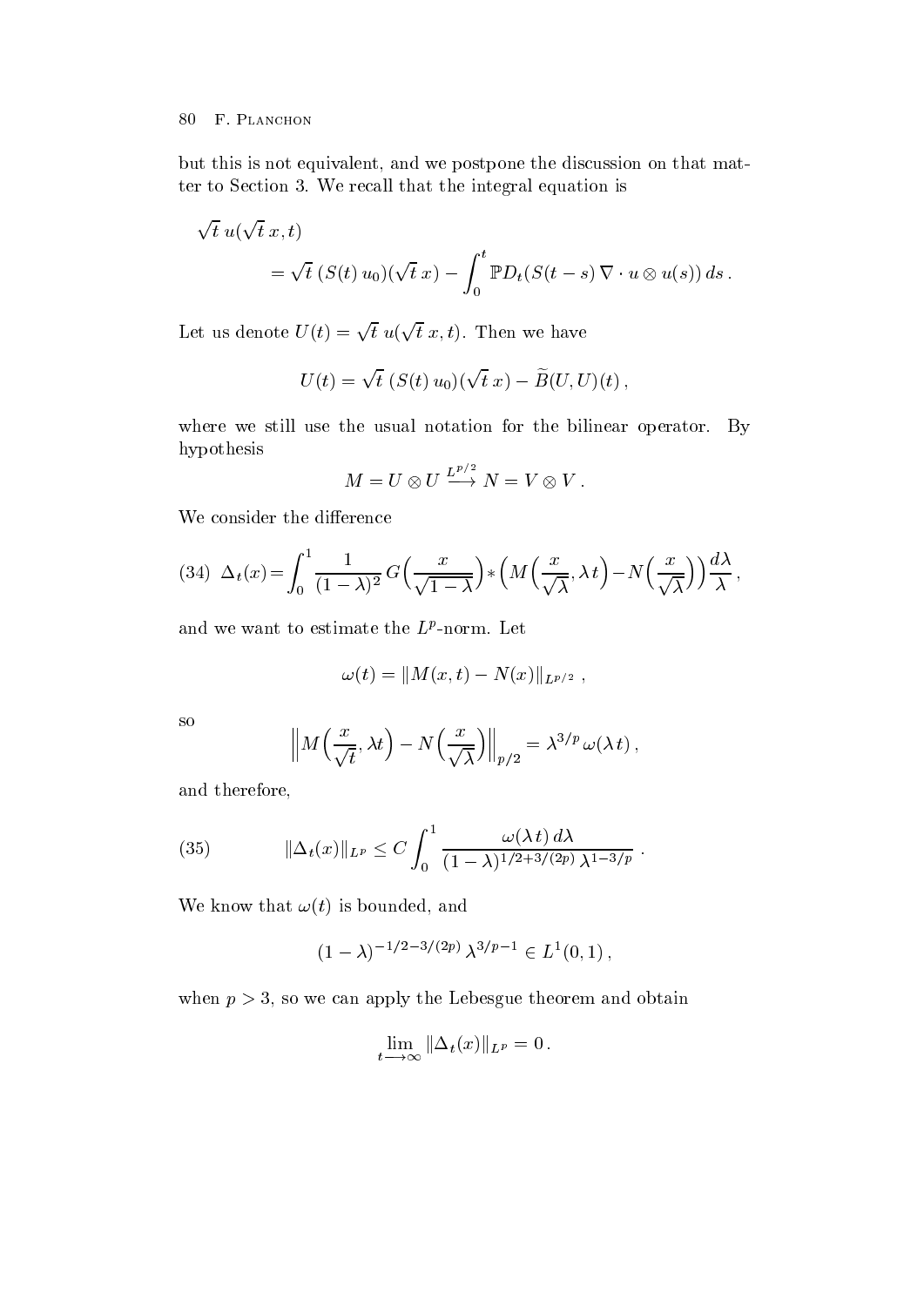but this is not equivalent, and we postpone the discussion on that matter to Section 3. We recall that the integral equation is

$$\sqrt{t}\, u(\sqrt{t}\, x, t) = \sqrt{t}\, (S(t)\, u_0)(\sqrt{t}\, x) - \int_0^t \mathbb{P} D_t (S(t-s)\, \nabla \cdot u \otimes u(s))\, ds\,.$$

Let us denote $U(t) = \sqrt{t}\, u(\sqrt{t}\, x, t)$. Then we have

$$U(t) = \sqrt{t}\, (S(t)\, u_0)(\sqrt{t}\, x) - \widetilde{B}(U,U)(t)\,,$$

where we still use the usual notation for the bilinear operator. By hypothesis

$$M = U \otimes U \stackrel{L^{p/2}}{\longrightarrow} N = V \otimes V\,.$$

We consider the difference

$$\Delta_t(x) = \int_0^1 \frac{1}{(1-\lambda)^2}\, G\Big(\frac{x}{\sqrt{1-\lambda}}\Big) * \Big(M\Big(\frac{x}{\sqrt{\lambda}}, \lambda\, t\Big) - N\Big(\frac{x}{\sqrt{\lambda}}\Big)\Big)\, \frac{d\lambda}{\lambda}\,, \tag{34}$$

and we want to estimate the $L^p$-norm. Let

$$\omega(t) = \| M(x,t) - N(x) \|_{L^{p/2}}\,,$$

so

$$\Big\| M\Big(\frac{x}{\sqrt{t}}, \lambda t\Big) - N\Big(\frac{x}{\sqrt{\lambda}}\Big)\Big\|_{p/2} = \lambda^{3/p}\, \omega(\lambda\, t)\,,$$

and therefore,

$$\|\Delta_t(x)\|_{L^p} \leq C \int_0^1 \frac{\omega(\lambda\, t)\, d\lambda}{(1-\lambda)^{1/2+3/(2p)}\, \lambda^{1-3/p}}\,. \tag{35}$$

We know that $\omega(t)$ is bounded, and

$$(1-\lambda)^{-1/2-3/(2p)}\, \lambda^{3/p-1} \in L^1(0,1)\,,$$

when $p > 3$, so we can apply the Lebesgue theorem and obtain

$$\lim_{t \longrightarrow \infty} \|\Delta_t(x)\|_{L^p} = 0\,.$$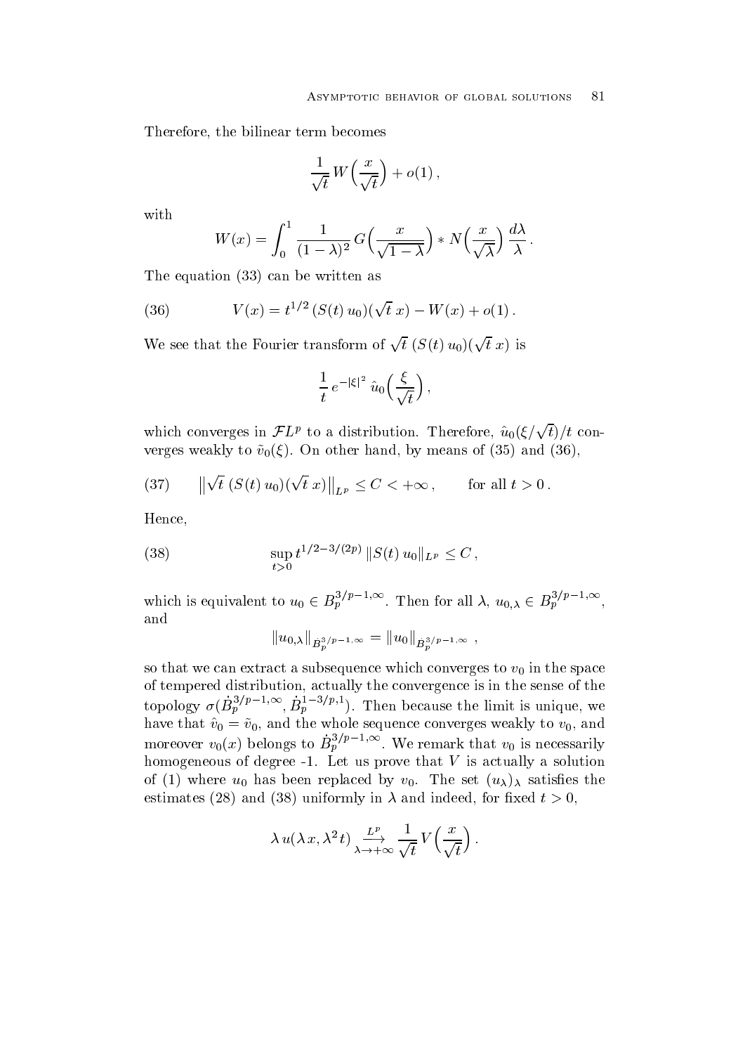Therefore, the bilinear term becomes

$$\frac{1}{\sqrt{t}}\, W\Big(\frac{x}{\sqrt{t}}\Big) + o(1)\,,$$

with

$$W(x) = \int_0^1 \frac{1}{(1-\lambda)^2}\, G\Big(\frac{x}{\sqrt{1-\lambda}}\Big) * N\Big(\frac{x}{\sqrt{\lambda}}\Big)\, \frac{d\lambda}{\lambda}\,.$$

The equation (33) can be written as

$$V(x) = t^{1/2}\,(S(t)\,u_0)(\sqrt{t}\,x) - W(x) + o(1)\,. \tag{36}$$

We see that the Fourier transform of $\sqrt{t}\;(S(t)\,u_0)(\sqrt{t}\,x)$ is

$$\frac{1}{t}\, e^{-|\xi|^2}\, \hat{u}_0\Big(\frac{\xi}{\sqrt{t}}\Big)\,,$$

which converges in $\mathcal{F}L^p$ to a distribution. Therefore, $\hat{u}_0(\xi/\sqrt{t})/t$ converges weakly to $\tilde{v}_0(\xi)$. On other hand, by means of (35) and (36),

$$\big\|\sqrt{t}\;(S(t)\,u_0)(\sqrt{t}\,x)\big\|_{L^p} \le C < +\infty\,, \qquad \text{for all } t > 0\,. \tag{37}$$

Hence,

$$\sup_{t>0} t^{1/2-3/(2p)}\, \|S(t)\,u_0\|_{L^p} \le C\,, \tag{38}$$

which is equivalent to $u_0 \in B_p^{3/p-1,\infty}$. Then for all $\lambda$, $u_{0,\lambda} \in B_p^{3/p-1,\infty}$, and

$$\|u_{0,\lambda}\|_{\dot{B}_p^{3/p-1,\infty}} = \|u_0\|_{\dot{B}_p^{3/p-1,\infty}}\,,$$

so that we can extract a subsequence which converges to $v_0$ in the space of tempered distribution, actually the convergence is in the sense of the topology $\sigma(\dot{B}_p^{3/p-1,\infty}, \dot{B}_p^{1-3/p,1})$. Then because the limit is unique, we have that $\hat{v}_0 = \tilde{v}_0$, and the whole sequence converges weakly to $v_0$, and moreover $v_0(x)$ belongs to $\dot{B}_p^{3/p-1,\infty}$. We remark that $v_0$ is necessarily homogeneous of degree -1. Let us prove that $V$ is actually a solution of (1) where $u_0$ has been replaced by $v_0$. The set $(u_\lambda)_\lambda$ satisfies the estimates (28) and (38) uniformly in $\lambda$ and indeed, for fixed $t > 0$,

$$\lambda\, u(\lambda\, x, \lambda^2 t) \underset{\lambda\to+\infty}{\overset{L^p}{\longrightarrow}} \frac{1}{\sqrt{t}}\, V\Big(\frac{x}{\sqrt{t}}\Big)\,.$$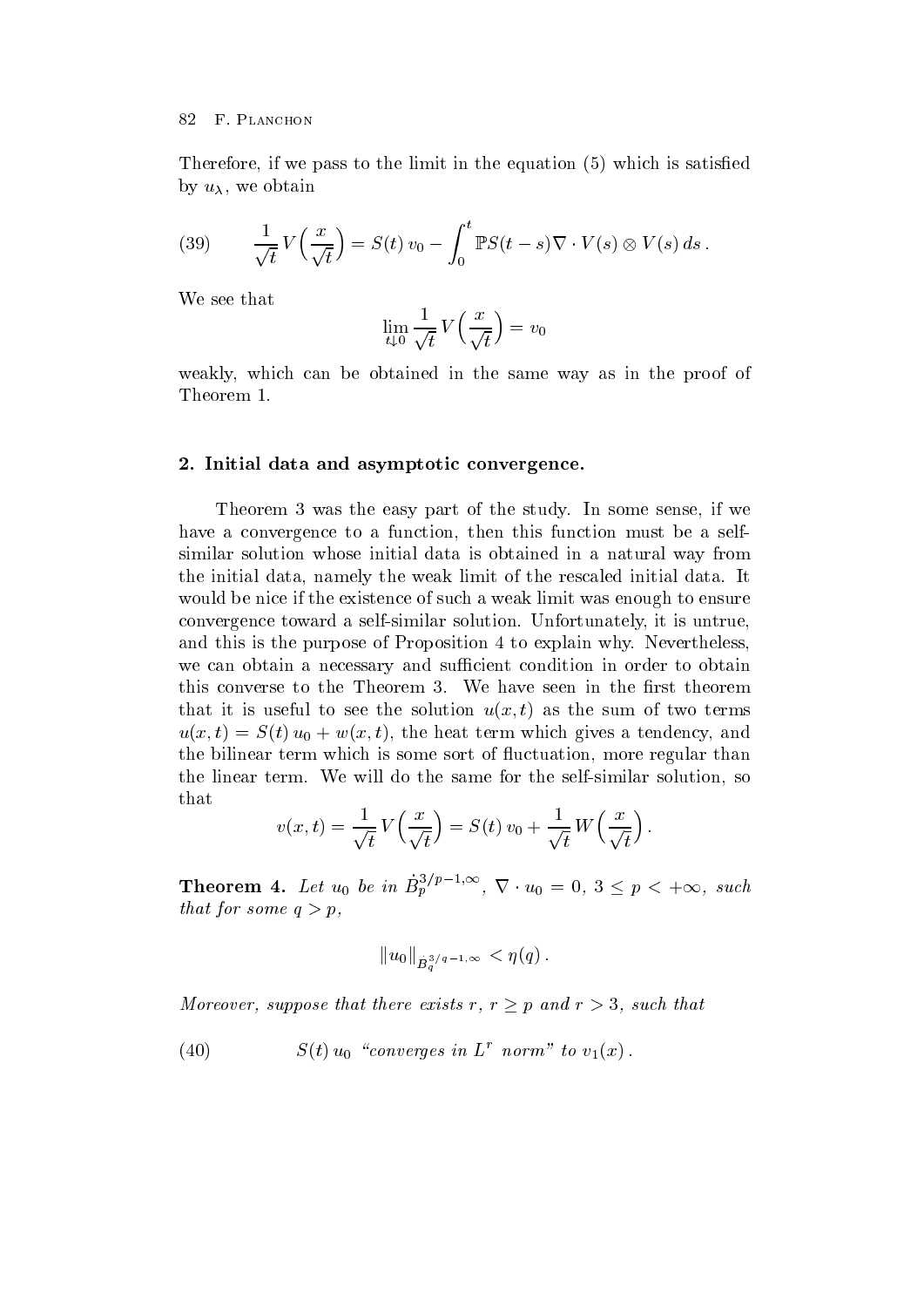Therefore, if we pass to the limit in the equation (5) which is satisfied by $u_\lambda$, we obtain

$$\frac{1}{\sqrt{t}} V\Big(\frac{x}{\sqrt{t}}\Big) = S(t)\, v_0 - \int_0^t \mathbb{P} S(t-s) \nabla \cdot V(s) \otimes V(s)\, ds\,. \tag{39}$$

We see that

$$\lim_{t \downarrow 0} \frac{1}{\sqrt{t}} V\Big(\frac{x}{\sqrt{t}}\Big) = v_0$$

weakly, which can be obtained in the same way as in the proof of Theorem 1.

## 2. Initial data and asymptotic convergence.

Theorem 3 was the easy part of the study. In some sense, if we have a convergence to a function, then this function must be a self-similar solution whose initial data is obtained in a natural way from the initial data, namely the weak limit of the rescaled initial data. It would be nice if the existence of such a weak limit was enough to ensure convergence toward a self-similar solution. Unfortunately, it is untrue, and this is the purpose of Proposition 4 to explain why. Nevertheless, we can obtain a necessary and sufficient condition in order to obtain this converse to the Theorem 3. We have seen in the first theorem that it is useful to see the solution $u(x,t)$ as the sum of two terms $u(x,t) = S(t)\, u_0 + w(x,t)$, the heat term which gives a tendency, and the bilinear term which is some sort of fluctuation, more regular than the linear term. We will do the same for the self-similar solution, so that

$$v(x,t) = \frac{1}{\sqrt{t}} V\Big(\frac{x}{\sqrt{t}}\Big) = S(t)\, v_0 + \frac{1}{\sqrt{t}} W\Big(\frac{x}{\sqrt{t}}\Big)\,.$$

**Theorem 4.** *Let $u_0$ be in $\dot{B}_p^{3/p-1,\infty}$, $\nabla \cdot u_0 = 0$, $3 \le p < +\infty$, such that for some $q > p$,*

$$\|u_0\|_{\dot{B}_q^{3/q-1,\infty}} < \eta(q)\,.$$

*Moreover, suppose that there exists $r$, $r \ge p$ and $r > 3$, such that*

$$S(t)\, u_0 \ \text{“converges in } L^r \text{ norm” to } v_1(x)\,. \tag{40}$$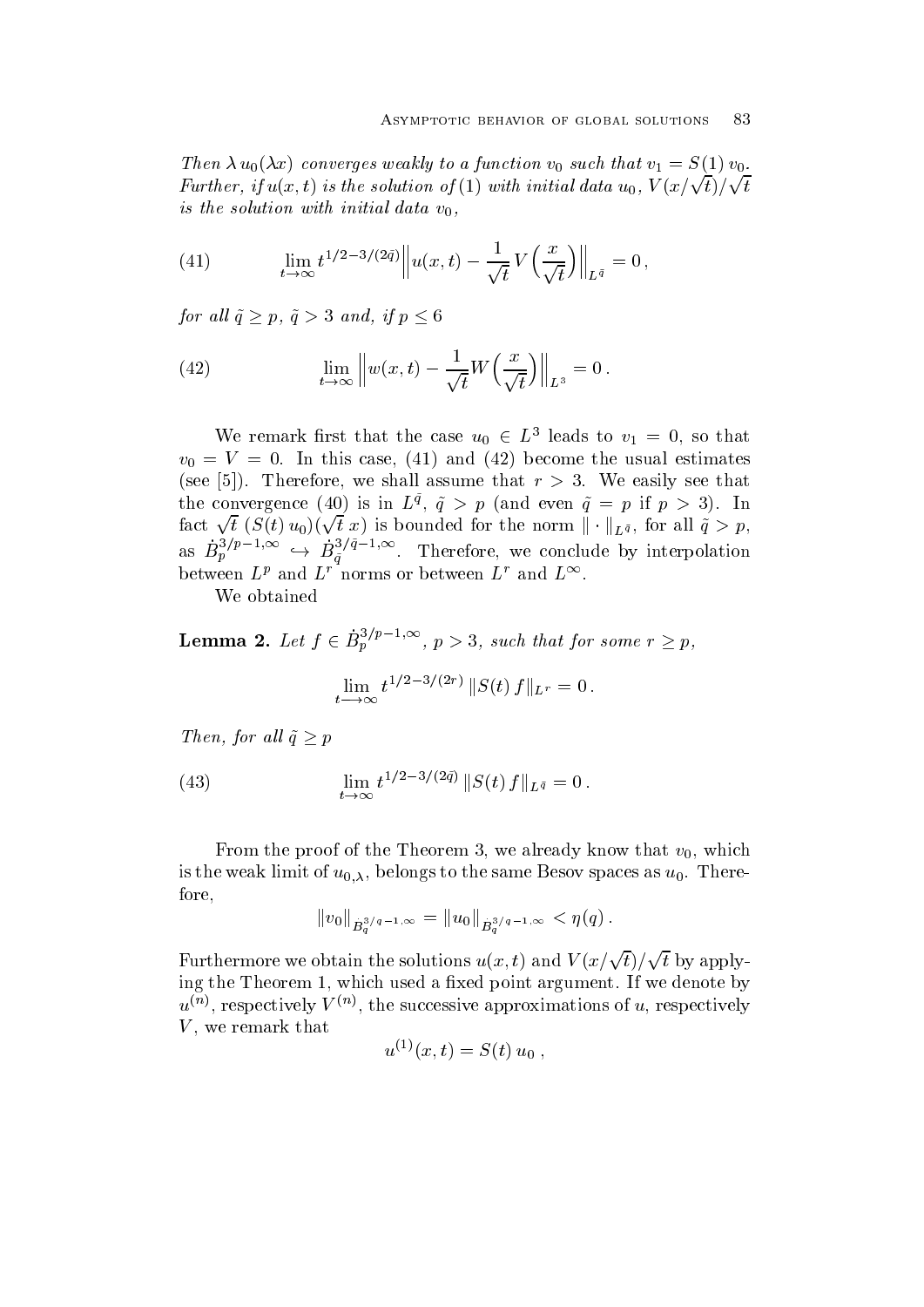*Then $\lambda\, u_0(\lambda x)$ converges weakly to a function $v_0$ such that $v_1 = S(1)\, v_0$. Further, if $u(x,t)$ is the solution of* (1) *with initial data $u_0$, $V(x/\sqrt{t})/\sqrt{t}$ is the solution with initial data $v_0$,*

$$\lim_{t\to\infty} t^{1/2-3/(2\tilde{q})} \Big\| u(x,t) - \frac{1}{\sqrt{t}}\, V\Big(\frac{x}{\sqrt{t}}\Big)\Big\|_{L^{\tilde{q}}} = 0\,, \tag{41}$$

*for all $\tilde{q} \geq p$, $\tilde{q} > 3$ and, if $p \leq 6$*

$$\lim_{t\to\infty} \Big\| w(x,t) - \frac{1}{\sqrt{t}} W\Big(\frac{x}{\sqrt{t}}\Big)\Big\|_{L^3} = 0\,. \tag{42}$$

We remark first that the case $u_0 \in L^3$ leads to $v_1 = 0$, so that $v_0 = V = 0$. In this case, (41) and (42) become the usual estimates (see [5]). Therefore, we shall assume that $r > 3$. We easily see that the convergence (40) is in $L^{\tilde{q}}$, $\tilde{q} > p$ (and even $\tilde{q} = p$ if $p > 3$). In fact $\sqrt{t}\ (S(t)\, u_0)(\sqrt{t}\, x)$ is bounded for the norm $\|\cdot\|_{L^{\tilde{q}}}$, for all $\tilde{q} > p$, as $\dot{B}_p^{3/p-1,\infty} \hookrightarrow \dot{B}_{\tilde{q}}^{3/\tilde{q}-1,\infty}$. Therefore, we conclude by interpolation between $L^p$ and $L^r$ norms or between $L^r$ and $L^\infty$.

We obtained

**Lemma 2.** *Let $f \in \dot{B}_p^{3/p-1,\infty}$, $p > 3$, such that for some $r \geq p$,*

$$\lim_{t\longrightarrow\infty} t^{1/2-3/(2r)}\, \|S(t)\, f\|_{L^r} = 0\,.$$

*Then, for all $\tilde{q} \geq p$*

$$\lim_{t\to\infty} t^{1/2-3/(2\tilde{q})}\, \|S(t)\, f\|_{L^{\tilde{q}}} = 0\,. \tag{43}$$

From the proof of the Theorem 3, we already know that $v_0$, which is the weak limit of $u_{0,\lambda}$, belongs to the same Besov spaces as $u_0$. Therefore,

$$\|v_0\|_{\dot{B}_q^{3/q-1,\infty}} = \|u_0\|_{\dot{B}_q^{3/q-1,\infty}} < \eta(q)\,.$$

Furthermore we obtain the solutions $u(x,t)$ and $V(x/\sqrt{t})/\sqrt{t}$ by applying the Theorem 1, which used a fixed point argument. If we denote by $u^{(n)}$, respectively $V^{(n)}$, the successive approximations of $u$, respectively $V$, we remark that

$$u^{(1)}(x,t) = S(t)\, u_0\,,$$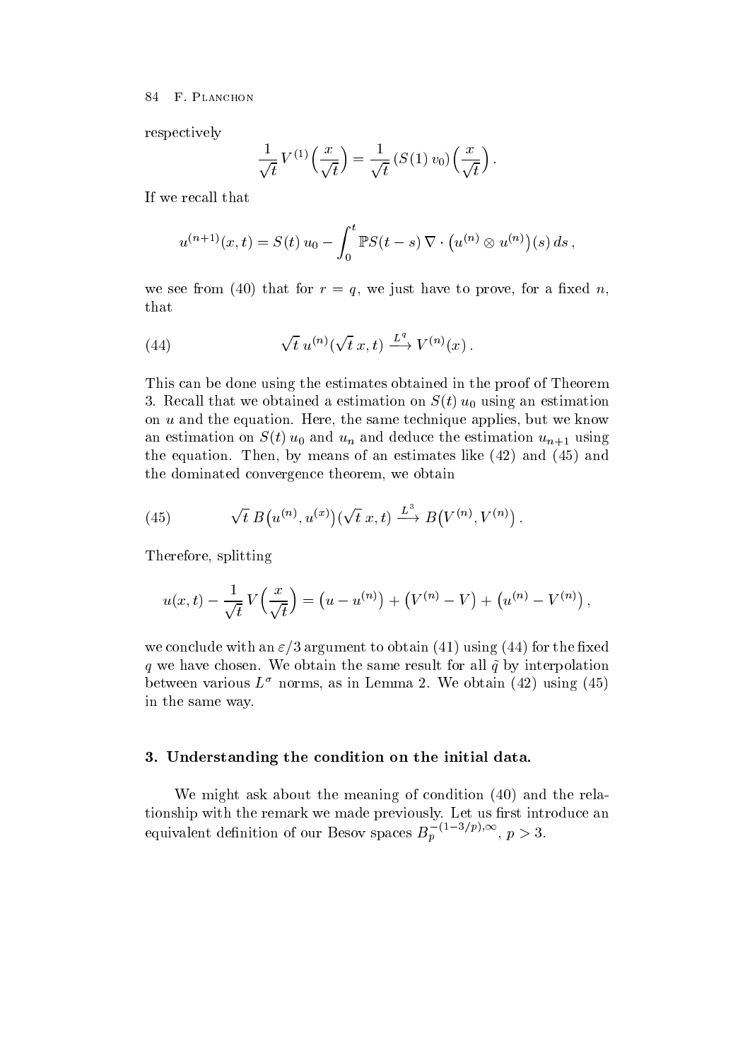respectively

$$\frac{1}{\sqrt{t}}\, V^{(1)}\Big(\frac{x}{\sqrt{t}}\Big) = \frac{1}{\sqrt{t}}\, (S(1)\, v_0)\Big(\frac{x}{\sqrt{t}}\Big)\,.$$

If we recall that

$$u^{(n+1)}(x,t) = S(t)\, u_0 - \int_0^t \mathbb{P} S(t-s)\, \nabla \cdot \big(u^{(n)} \otimes u^{(n)}\big)(s)\, ds\,,$$

we see from (40) that for $r = q$, we just have to prove, for a fixed $n$, that

$$\sqrt{t}\, u^{(n)}(\sqrt{t}\, x, t) \xrightarrow{L^q} V^{(n)}(x)\,. \tag{44}$$

This can be done using the estimates obtained in the proof of Theorem 3. Recall that we obtained a estimation on $S(t)\, u_0$ using an estimation on $u$ and the equation. Here, the same technique applies, but we know an estimation on $S(t)\, u_0$ and $u_n$ and deduce the estimation $u_{n+1}$ using the equation. Then, by means of an estimates like (42) and (45) and the dominated convergence theorem, we obtain

$$\sqrt{t}\, B\big(u^{(n)}, u^{(x)}\big)(\sqrt{t}\, x, t) \xrightarrow{L^3} B\big(V^{(n)}, V^{(n)}\big)\,. \tag{45}$$

Therefore, splitting

$$u(x,t) - \frac{1}{\sqrt{t}}\, V\Big(\frac{x}{\sqrt{t}}\Big) = \big(u - u^{(n)}\big) + \big(V^{(n)} - V\big) + \big(u^{(n)} - V^{(n)}\big)\,,$$

we conclude with an $\varepsilon/3$ argument to obtain (41) using (44) for the fixed $q$ we have chosen. We obtain the same result for all $\tilde{q}$ by interpolation between various $L^\sigma$ norms, as in Lemma 2. We obtain (42) using (45) in the same way.

## 3. Understanding the condition on the initial data.

We might ask about the meaning of condition (40) and the relationship with the remark we made previously. Let us first introduce an equivalent definition of our Besov spaces $B_p^{-(1-3/p),\infty}$, $p > 3$.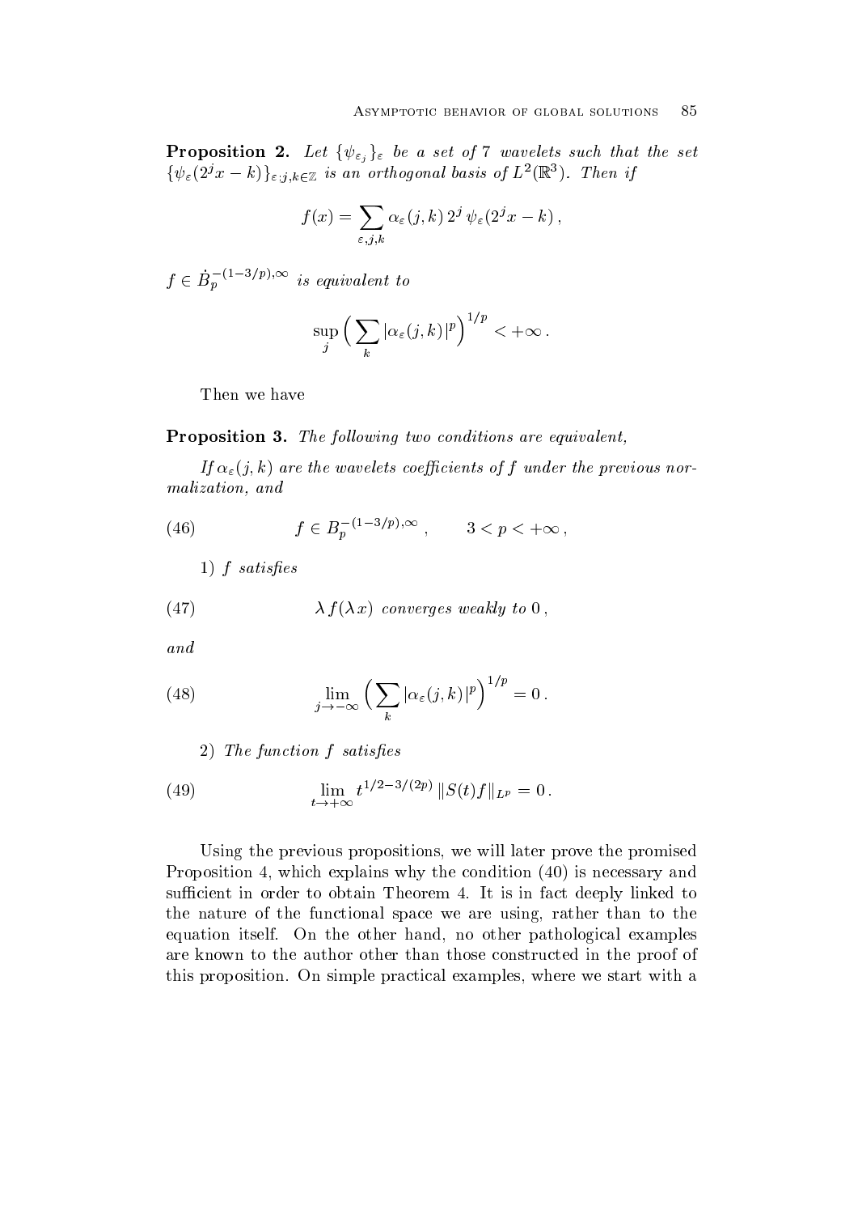**Proposition 2.** *Let $\{\psi_{\varepsilon_j}\}_\varepsilon$ be a set of 7 wavelets such that the set $\{\psi_\varepsilon(2^j x - k)\}_{\varepsilon;j,k\in\mathbb{Z}}$ is an orthogonal basis of $L^2(\mathbb{R}^3)$. Then if*

$$f(x) = \sum_{\varepsilon,j,k} \alpha_\varepsilon(j,k)\, 2^j\, \psi_\varepsilon(2^j x - k)\,,$$

*$f \in \dot{B}_p^{-(1-3/p),\infty}$ is equivalent to*

$$\sup_j \Big( \sum_k |\alpha_\varepsilon(j,k)|^p \Big)^{1/p} < +\infty\,.$$

Then we have

**Proposition 3.** *The following two conditions are equivalent,*

*If $\alpha_\varepsilon(j,k)$ are the wavelets coefficients of $f$ under the previous normalization, and*

$$f \in B_p^{-(1-3/p),\infty}\,, \qquad 3 < p < +\infty\,, \tag{46}$$

*1) $f$ satisfies*

$$\lambda\, f(\lambda x) \ \textit{converges weakly to } 0\,, \tag{47}$$

*and*

$$\lim_{j\to-\infty} \Big( \sum_k |\alpha_\varepsilon(j,k)|^p \Big)^{1/p} = 0\,. \tag{48}$$

*2) The function $f$ satisfies*

$$\lim_{t\to+\infty} t^{1/2-3/(2p)}\, \|S(t)f\|_{L^p} = 0\,. \tag{49}$$

Using the previous propositions, we will later prove the promised Proposition 4, which explains why the condition (40) is necessary and sufficient in order to obtain Theorem 4. It is in fact deeply linked to the nature of the functional space we are using, rather than to the equation itself. On the other hand, no other pathological examples are known to the author other than those constructed in the proof of this proposition. On simple practical examples, where we start with a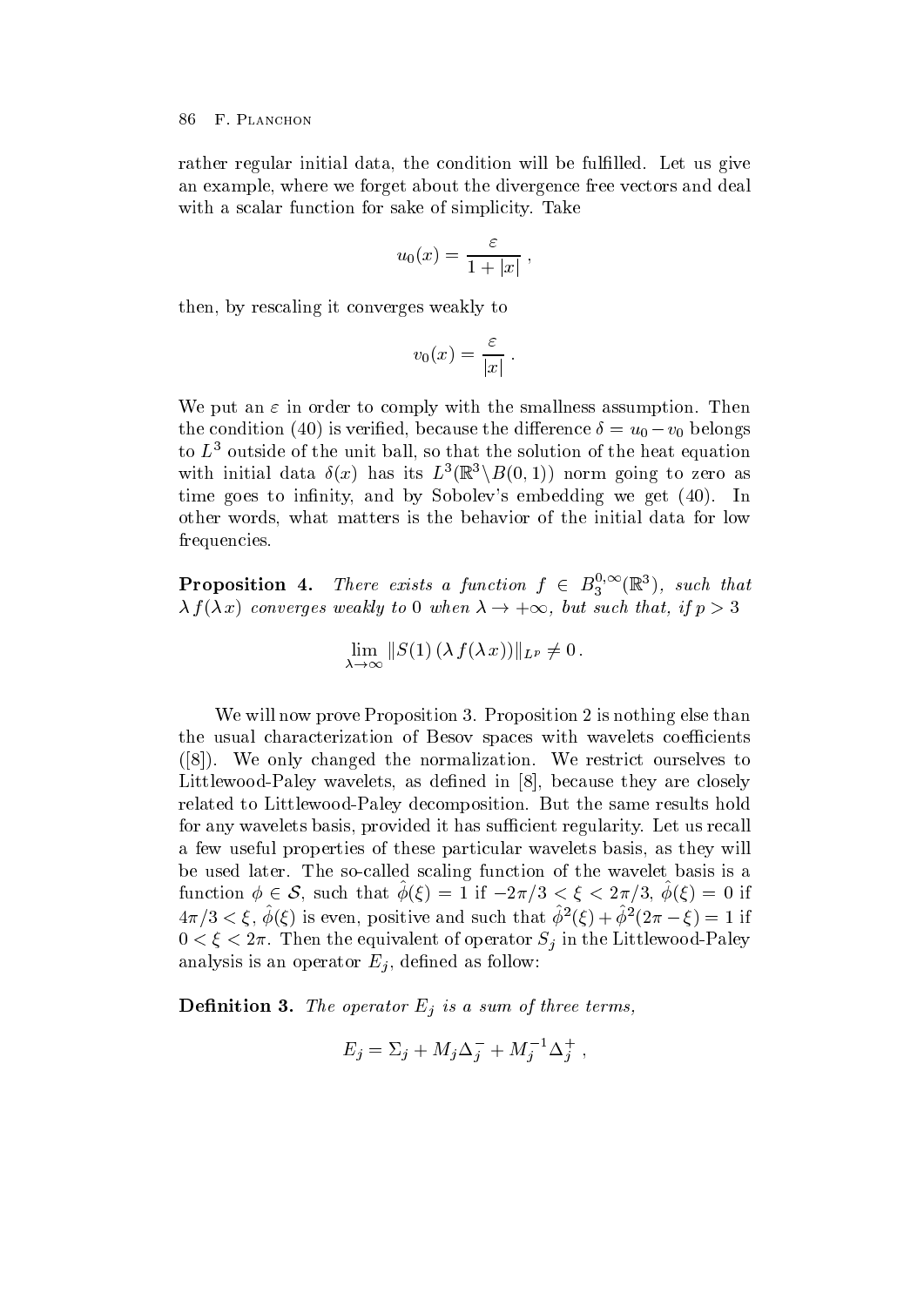rather regular initial data, the condition will be fulfilled. Let us give an example, where we forget about the divergence free vectors and deal with a scalar function for sake of simplicity. Take

$$u_0(x) = \frac{\varepsilon}{1+|x|} ,$$

then, by rescaling it converges weakly to

$$v_0(x) = \frac{\varepsilon}{|x|} .$$

We put an $\varepsilon$ in order to comply with the smallness assumption. Then the condition (40) is verified, because the difference $\delta = u_0 - v_0$ belongs to $L^3$ outside of the unit ball, so that the solution of the heat equation with initial data $\delta(x)$ has its $L^3(\mathbb{R}^3 \backslash B(0,1))$ norm going to zero as time goes to infinity, and by Sobolev's embedding we get (40). In other words, what matters is the behavior of the initial data for low frequencies.

**Proposition 4.** *There exists a function $f \in B_3^{0,\infty}(\mathbb{R}^3)$, such that $\lambda f(\lambda x)$ converges weakly to 0 when $\lambda \to +\infty$, but such that, if $p > 3$*

$$\lim_{\lambda\to\infty} \|S(1)\,(\lambda f(\lambda x))\|_{L^p} \neq 0 .$$

We will now prove Proposition 3. Proposition 2 is nothing else than the usual characterization of Besov spaces with wavelets coefficients ([8]). We only changed the normalization. We restrict ourselves to Littlewood-Paley wavelets, as defined in [8], because they are closely related to Littlewood-Paley decomposition. But the same results hold for any wavelets basis, provided it has sufficient regularity. Let us recall a few useful properties of these particular wavelets basis, as they will be used later. The so-called scaling function of the wavelet basis is a function $\phi \in \mathcal{S}$, such that $\hat{\phi}(\xi) = 1$ if $-2\pi/3 < \xi < 2\pi/3$, $\hat{\phi}(\xi) = 0$ if $4\pi/3 < \xi$, $\hat{\phi}(\xi)$ is even, positive and such that $\hat{\phi}^2(\xi) + \hat{\phi}^2(2\pi - \xi) = 1$ if $0 < \xi < 2\pi$. Then the equivalent of operator $S_j$ in the Littlewood-Paley analysis is an operator $E_j$, defined as follow:

**Definition 3.** *The operator $E_j$ is a sum of three terms,*

$$E_j = \Sigma_j + M_j \Delta_j^- + M_j^{-1} \Delta_j^+ ,$$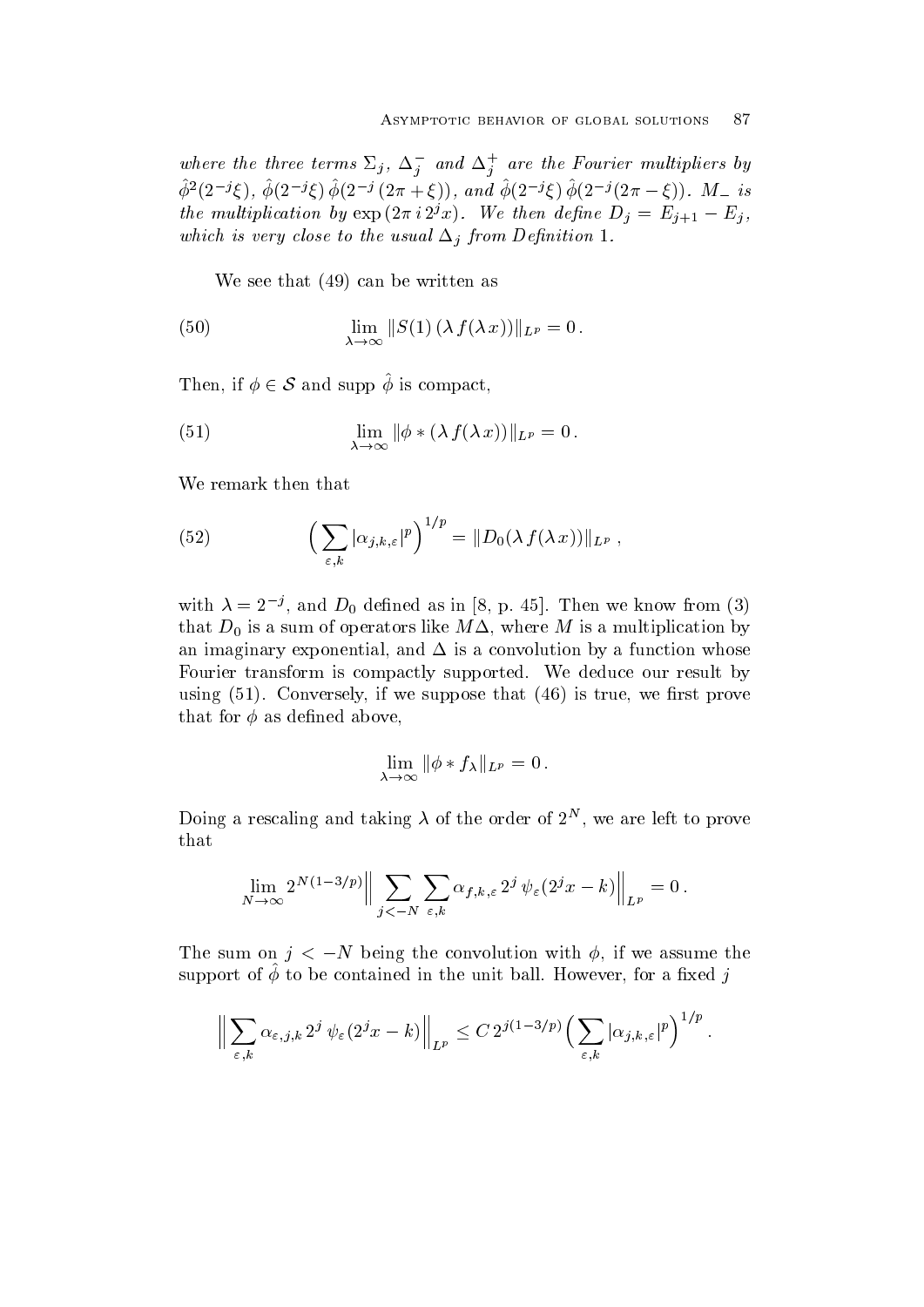*where the three terms $\Sigma_j$, $\Delta_j^-$ and $\Delta_j^+$ are the Fourier multipliers by $\hat\phi^2(2^{-j}\xi)$, $\hat\phi(2^{-j}\xi)\,\hat\phi(2^{-j}\,(2\pi+\xi))$, and $\hat\phi(2^{-j}\xi)\,\hat\phi(2^{-j}(2\pi-\xi))$. $M_-$ is the multiplication by $\exp(2\pi\, i\, 2^j x)$. We then define $D_j = E_{j+1} - E_j$, which is very close to the usual $\Delta_j$ from Definition 1.*

We see that (49) can be written as

$$\lim_{\lambda\to\infty} \|S(1)\,(\lambda\, f(\lambda\, x))\|_{L^p} = 0\,. \tag{50}$$

Then, if $\phi \in \mathcal{S}$ and supp $\hat\phi$ is compact,

$$\lim_{\lambda\to\infty} \|\phi * (\lambda\, f(\lambda\, x))\|_{L^p} = 0\,. \tag{51}$$

We remark then that

$$\Big(\sum_{\varepsilon,k} |\alpha_{j,k,\varepsilon}|^p\Big)^{1/p} = \|D_0(\lambda\, f(\lambda\, x))\|_{L^p}\,, \tag{52}$$

with $\lambda = 2^{-j}$, and $D_0$ defined as in [8, p. 45]. Then we know from (3) that $D_0$ is a sum of operators like $M\Delta$, where $M$ is a multiplication by an imaginary exponential, and $\Delta$ is a convolution by a function whose Fourier transform is compactly supported. We deduce our result by using (51). Conversely, if we suppose that (46) is true, we first prove that for $\phi$ as defined above,

$$\lim_{\lambda\to\infty} \|\phi * f_\lambda\|_{L^p} = 0\,.$$

Doing a rescaling and taking $\lambda$ of the order of $2^N$, we are left to prove that

$$\lim_{N\to\infty} 2^{N(1-3/p)} \Big\| \sum_{j<-N} \sum_{\varepsilon,k} \alpha_{f,k,\varepsilon}\, 2^j\, \psi_\varepsilon(2^j x - k)\Big\|_{L^p} = 0\,.$$

The sum on $j < -N$ being the convolution with $\phi$, if we assume the support of $\hat\phi$ to be contained in the unit ball. However, for a fixed $j$

$$\Big\|\sum_{\varepsilon,k} \alpha_{\varepsilon,j,k}\, 2^j\, \psi_\varepsilon(2^j x - k)\Big\|_{L^p} \le C\, 2^{j(1-3/p)} \Big(\sum_{\varepsilon,k} |\alpha_{j,k,\varepsilon}|^p\Big)^{1/p}\,.$$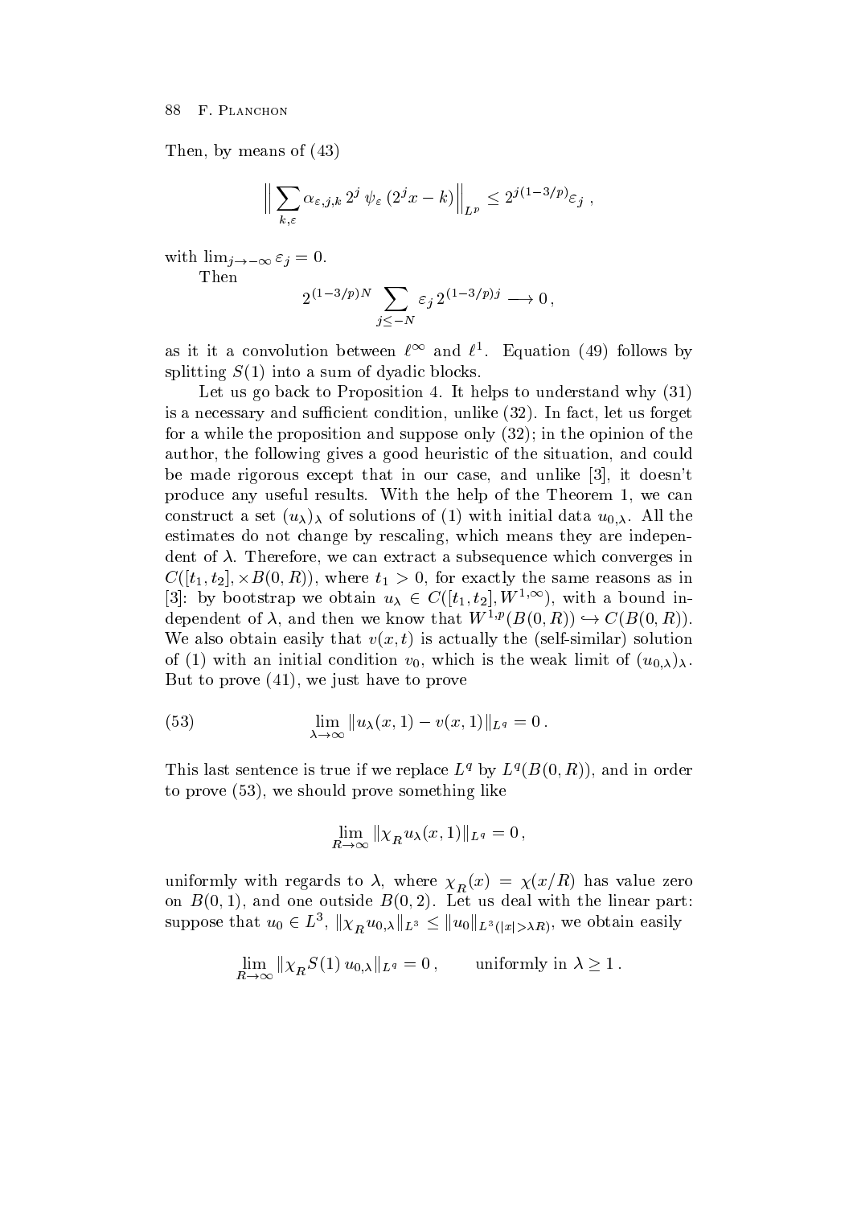Then, by means of (43)

$$\Big\| \sum_{k,\varepsilon} \alpha_{\varepsilon,j,k}\, 2^j\, \psi_\varepsilon\,(2^j x - k)\Big\|_{L^p} \leq 2^{j(1-3/p)} \varepsilon_j\,,$$

with $\lim_{j\to -\infty} \varepsilon_j = 0$.

Then

$$2^{(1-3/p)N} \sum_{j\leq -N} \varepsilon_j\, 2^{(1-3/p)j} \longrightarrow 0\,,$$

as it it a convolution between $\ell^\infty$ and $\ell^1$. Equation (49) follows by splitting $S(1)$ into a sum of dyadic blocks.

Let us go back to Proposition 4. It helps to understand why (31) is a necessary and sufficient condition, unlike (32). In fact, let us forget for a while the proposition and suppose only (32); in the opinion of the author, the following gives a good heuristic of the situation, and could be made rigorous except that in our case, and unlike [3], it doesn't produce any useful results. With the help of the Theorem 1, we can construct a set $(u_\lambda)_\lambda$ of solutions of (1) with initial data $u_{0,\lambda}$. All the estimates do not change by rescaling, which means they are independent of $\lambda$. Therefore, we can extract a subsequence which converges in $C([t_1, t_2], \times B(0,R))$, where $t_1 > 0$, for exactly the same reasons as in [3]: by bootstrap we obtain $u_\lambda \in C([t_1, t_2], W^{1,\infty})$, with a bound independent of $\lambda$, and then we know that $W^{1,p}(B(0,R)) \hookrightarrow C(B(0,R))$. We also obtain easily that $v(x,t)$ is actually the (self-similar) solution of (1) with an initial condition $v_0$, which is the weak limit of $(u_{0,\lambda})_\lambda$. But to prove (41), we just have to prove

$$\lim_{\lambda\to\infty} \|u_\lambda(x,1) - v(x,1)\|_{L^q} = 0\,. \tag{53}$$

This last sentence is true if we replace $L^q$ by $L^q(B(0,R))$, and in order to prove (53), we should prove something like

$$\lim_{R\to\infty} \|\chi_R u_\lambda(x,1)\|_{L^q} = 0\,,$$

uniformly with regards to $\lambda$, where $\chi_R(x) = \chi(x/R)$ has value zero on $B(0,1)$, and one outside $B(0,2)$. Let us deal with the linear part: suppose that $u_0 \in L^3$, $\|\chi_R u_{0,\lambda}\|_{L^3} \leq \|u_0\|_{L^3(|x|>\lambda R)}$, we obtain easily

$$\lim_{R\to\infty} \|\chi_R S(1)\, u_{0,\lambda}\|_{L^q} = 0\,, \qquad \text{uniformly in } \lambda \geq 1\,.$$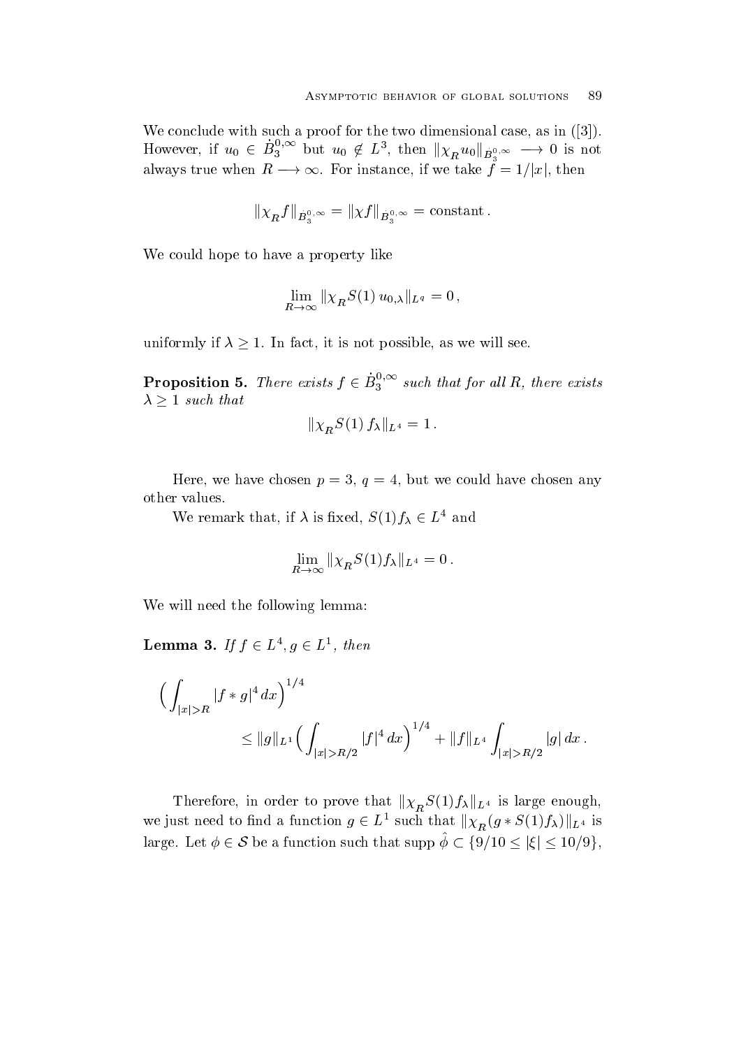We conclude with such a proof for the two dimensional case, as in ([3]). However, if $u_0 \in \dot{B}_3^{0,\infty}$ but $u_0 \notin L^3$, then $\|\chi_R u_0\|_{\dot{B}_3^{0,\infty}} \longrightarrow 0$ is not always true when $R \longrightarrow \infty$. For instance, if we take $f = 1/|x|$, then

$$\|\chi_R f\|_{\dot{B}_3^{0,\infty}} = \|\chi f\|_{\dot{B}_3^{0,\infty}} = \text{constant}\,.$$

We could hope to have a property like

$$\lim_{R\to\infty} \|\chi_R S(1)\, u_{0,\lambda}\|_{L^q} = 0\,,$$

uniformly if $\lambda \geq 1$. In fact, it is not possible, as we will see.

**Proposition 5.** *There exists $f \in \dot{B}_3^{0,\infty}$ such that for all $R$, there exists $\lambda \geq 1$ such that*

$$\|\chi_R S(1)\, f_\lambda\|_{L^4} = 1\,.$$

Here, we have chosen $p = 3$, $q = 4$, but we could have chosen any other values.

We remark that, if $\lambda$ is fixed, $S(1) f_\lambda \in L^4$ and

$$\lim_{R\to\infty} \|\chi_R S(1) f_\lambda\|_{L^4} = 0\,.$$

We will need the following lemma:

**Lemma 3.** *If $f \in L^4, g \in L^1$, then*

$$\Big(\int_{|x|>R} |f * g|^4\, dx\Big)^{1/4} \leq \|g\|_{L^1}\Big(\int_{|x|>R/2} |f|^4\, dx\Big)^{1/4} + \|f\|_{L^4}\int_{|x|>R/2} |g|\, dx\,.$$

Therefore, in order to prove that $\|\chi_R S(1) f_\lambda\|_{L^4}$ is large enough, we just need to find a function $g \in L^1$ such that $\|\chi_R (g * S(1) f_\lambda)\|_{L^4}$ is large. Let $\phi \in \mathcal{S}$ be a function such that $\operatorname{supp} \hat{\phi} \subset \{9/10 \leq |\xi| \leq 10/9\}$,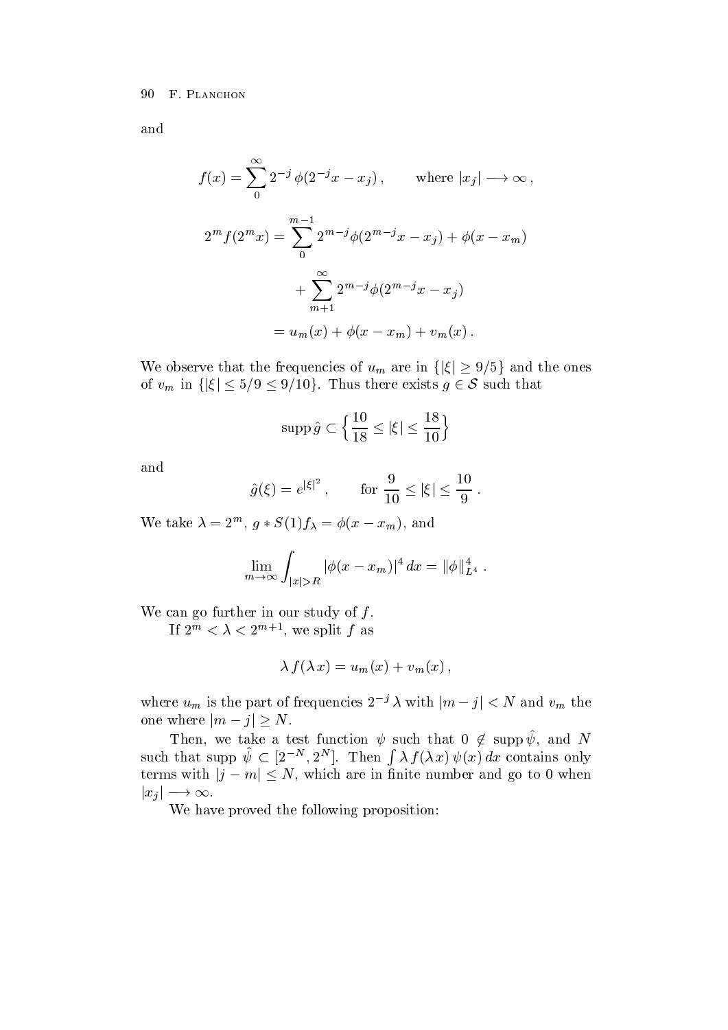and

$$f(x) = \sum_0^\infty 2^{-j}\,\phi(2^{-j}x - x_j)\,, \qquad \text{where } |x_j| \longrightarrow \infty\,,$$

$$\begin{aligned}
2^m f(2^m x) &= \sum_0^{m-1} 2^{m-j}\phi(2^{m-j}x - x_j) + \phi(x - x_m) \\
&\quad + \sum_{m+1}^\infty 2^{m-j}\phi(2^{m-j}x - x_j) \\
&= u_m(x) + \phi(x - x_m) + v_m(x)\,.
\end{aligned}$$

We observe that the frequencies of $u_m$ are in $\{|\xi| \geq 9/5\}$ and the ones of $v_m$ in $\{|\xi| \leq 5/9 \leq 9/10\}$. Thus there exists $g \in \mathcal{S}$ such that

$$\operatorname{supp} \hat{g} \subset \Big\{ \frac{10}{18} \leq |\xi| \leq \frac{18}{10} \Big\}$$

and

$$\hat{g}(\xi) = e^{|\xi|^2}\,, \qquad \text{for } \frac{9}{10} \leq |\xi| \leq \frac{10}{9}\,.$$

We take $\lambda = 2^m$, $g * S(1) f_\lambda = \phi(x - x_m)$, and

$$\lim_{m\to\infty} \int_{|x|>R} |\phi(x - x_m)|^4\, dx = \|\phi\|_{L^4}^4\,.$$

We can go further in our study of $f$.

If $2^m < \lambda < 2^{m+1}$, we split $f$ as

$$\lambda\, f(\lambda\, x) = u_m(x) + v_m(x)\,,$$

where $u_m$ is the part of frequencies $2^{-j}\lambda$ with $|m-j| < N$ and $v_m$ the one where $|m-j| \geq N$.

Then, we take a test function $\psi$ such that $0 \notin \operatorname{supp} \hat{\psi}$, and $N$ such that $\operatorname{supp}\, \hat{\psi} \subset [2^{-N}, 2^N]$. Then $\int \lambda\, f(\lambda x)\, \psi(x)\, dx$ contains only terms with $|j - m| \leq N$, which are in finite number and go to 0 when $|x_j| \longrightarrow \infty$.

We have proved the following proposition: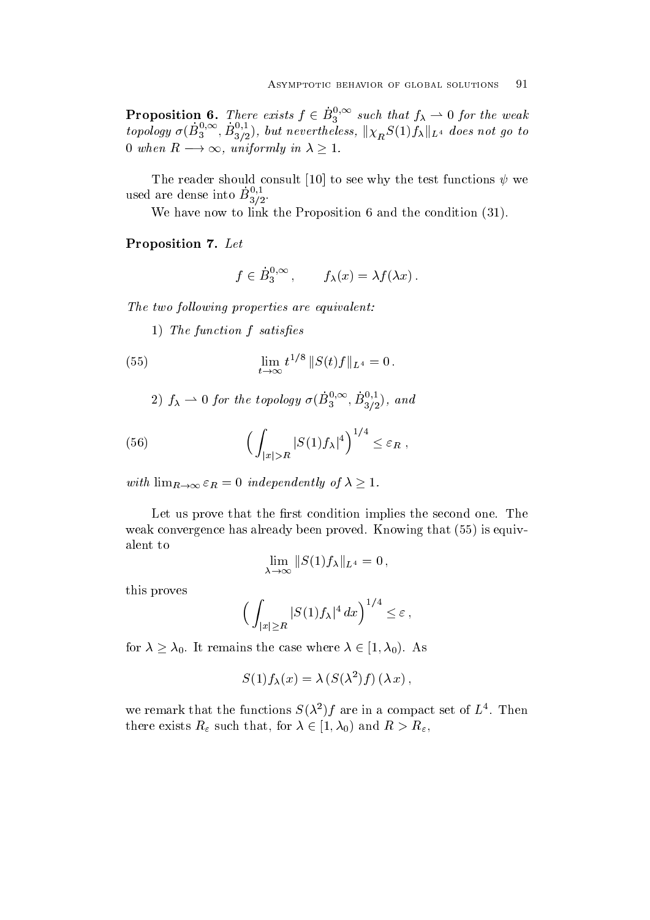**Proposition 6.** *There exists $f \in \dot{B}_3^{0,\infty}$ such that $f_\lambda \rightharpoonup 0$ for the weak topology $\sigma(\dot{B}_3^{0,\infty}, \dot{B}_{3/2}^{0,1})$, but nevertheless, $\|\chi_R S(1) f_\lambda\|_{L^4}$ does not go to $0$ when $R \longrightarrow \infty$, uniformly in $\lambda \geq 1$.*

The reader should consult [10] to see why the test functions $\psi$ we used are dense into $\dot{B}_{3/2}^{0,1}$.

We have now to link the Proposition 6 and the condition (31).

**Proposition 7.** *Let*

$$f \in \dot{B}_3^{0,\infty}, \qquad f_\lambda(x) = \lambda f(\lambda x).$$

*The two following properties are equivalent:*

1) *The function $f$ satisfies*

$$\lim_{t \to \infty} t^{1/8} \|S(t) f\|_{L^4} = 0. \tag{55}$$

2) *$f_\lambda \rightharpoonup 0$ for the topology $\sigma(\dot{B}_3^{0,\infty}, \dot{B}_{3/2}^{0,1})$, and*

$$\Big( \int_{|x|>R} |S(1) f_\lambda|^4 \Big)^{1/4} \leq \varepsilon_R\,, \tag{56}$$

*with $\lim_{R \to \infty} \varepsilon_R = 0$ independently of $\lambda \geq 1$.*

Let us prove that the first condition implies the second one. The weak convergence has already been proved. Knowing that (55) is equivalent to

$$\lim_{\lambda \to \infty} \|S(1) f_\lambda\|_{L^4} = 0\,,$$

this proves

$$\Big( \int_{|x| \geq R} |S(1) f_\lambda|^4 \, dx \Big)^{1/4} \leq \varepsilon\,,$$

for $\lambda \geq \lambda_0$. It remains the case where $\lambda \in [1, \lambda_0)$. As

$$S(1) f_\lambda(x) = \lambda \, (S(\lambda^2) f) \, (\lambda \, x)\,,$$

we remark that the functions $S(\lambda^2) f$ are in a compact set of $L^4$. Then there exists $R_\varepsilon$ such that, for $\lambda \in [1, \lambda_0)$ and $R > R_\varepsilon$,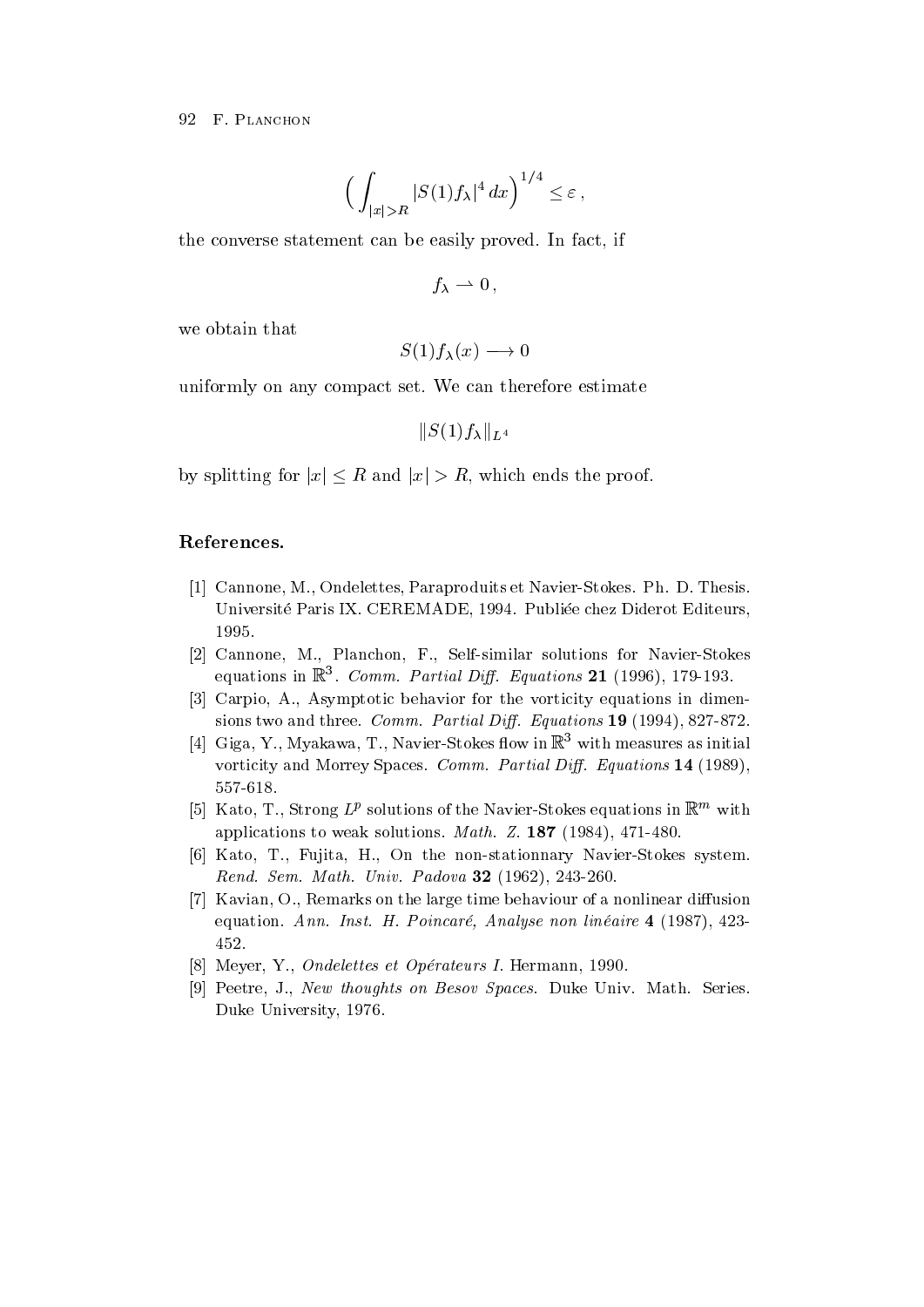$$\Big( \int_{|x|>R} |S(1) f_\lambda|^4 \, dx \Big)^{1/4} \leq \varepsilon \,,$$

the converse statement can be easily proved. In fact, if

$$f_\lambda \rightharpoonup 0 \,,$$

we obtain that

$$S(1) f_\lambda(x) \longrightarrow 0$$

uniformly on any compact set. We can therefore estimate

$$\|S(1) f_\lambda\|_{L^4}$$

by splitting for $|x| \leq R$ and $|x| > R$, which ends the proof.

## References.

[1] Cannone, M., Ondelettes, Paraproduits et Navier-Stokes. Ph. D. Thesis. Université Paris IX. CEREMADE, 1994. Publiée chez Diderot Editeurs, 1995.

[2] Cannone, M., Planchon, F., Self-similar solutions for Navier-Stokes equations in $\mathbb{R}^3$. *Comm. Partial Diff. Equations* **21** (1996), 179-193.

[3] Carpio, A., Asymptotic behavior for the vorticity equations in dimensions two and three. *Comm. Partial Diff. Equations* **19** (1994), 827-872.

[4] Giga, Y., Myakawa, T., Navier-Stokes flow in $\mathbb{R}^3$ with measures as initial vorticity and Morrey Spaces. *Comm. Partial Diff. Equations* **14** (1989), 557-618.

[5] Kato, T., Strong $L^p$ solutions of the Navier-Stokes equations in $\mathbb{R}^m$ with applications to weak solutions. *Math. Z.* **187** (1984), 471-480.

[6] Kato, T., Fujita, H., On the non-stationnary Navier-Stokes system. *Rend. Sem. Math. Univ. Padova* **32** (1962), 243-260.

[7] Kavian, O., Remarks on the large time behaviour of a nonlinear diffusion equation. *Ann. Inst. H. Poincaré, Analyse non linéaire* **4** (1987), 423-452.

[8] Meyer, Y., *Ondelettes et Opérateurs I*. Hermann, 1990.

[9] Peetre, J., *New thoughts on Besov Spaces*. Duke Univ. Math. Series. Duke University, 1976.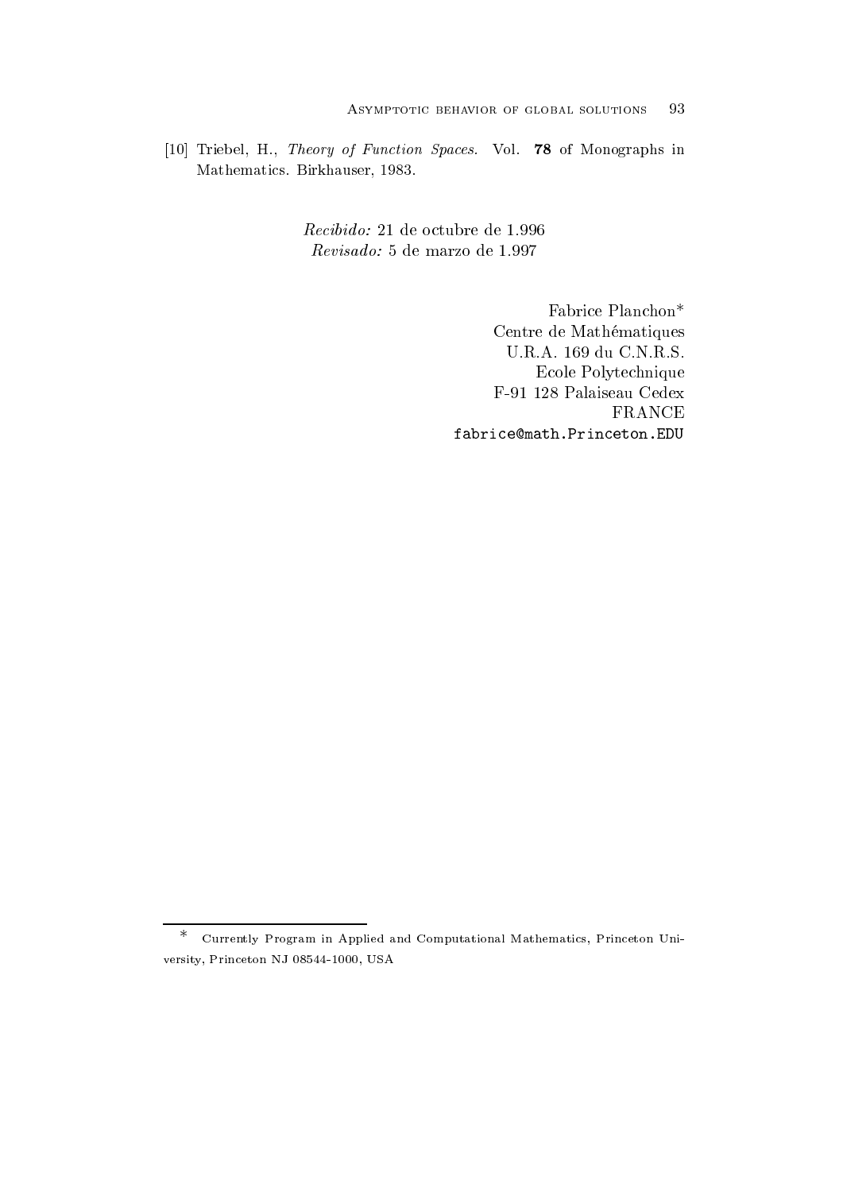[10] Triebel, H., *Theory of Function Spaces.* Vol. **78** of Monographs in Mathematics. Birkhauser, 1983.

*Recibido:* 21 de octubre de 1.996
*Revisado:* 5 de marzo de 1.997

Fabrice Planchon*
Centre de Mathématiques
U.R.A. 169 du C.N.R.S.
Ecole Polytechnique
F-91 128 Palaiseau Cedex
FRANCE
fabrice@math.Princeton.EDU

---

* Currently Program in Applied and Computational Mathematics, Princeton University, Princeton NJ 08544-1000, USA